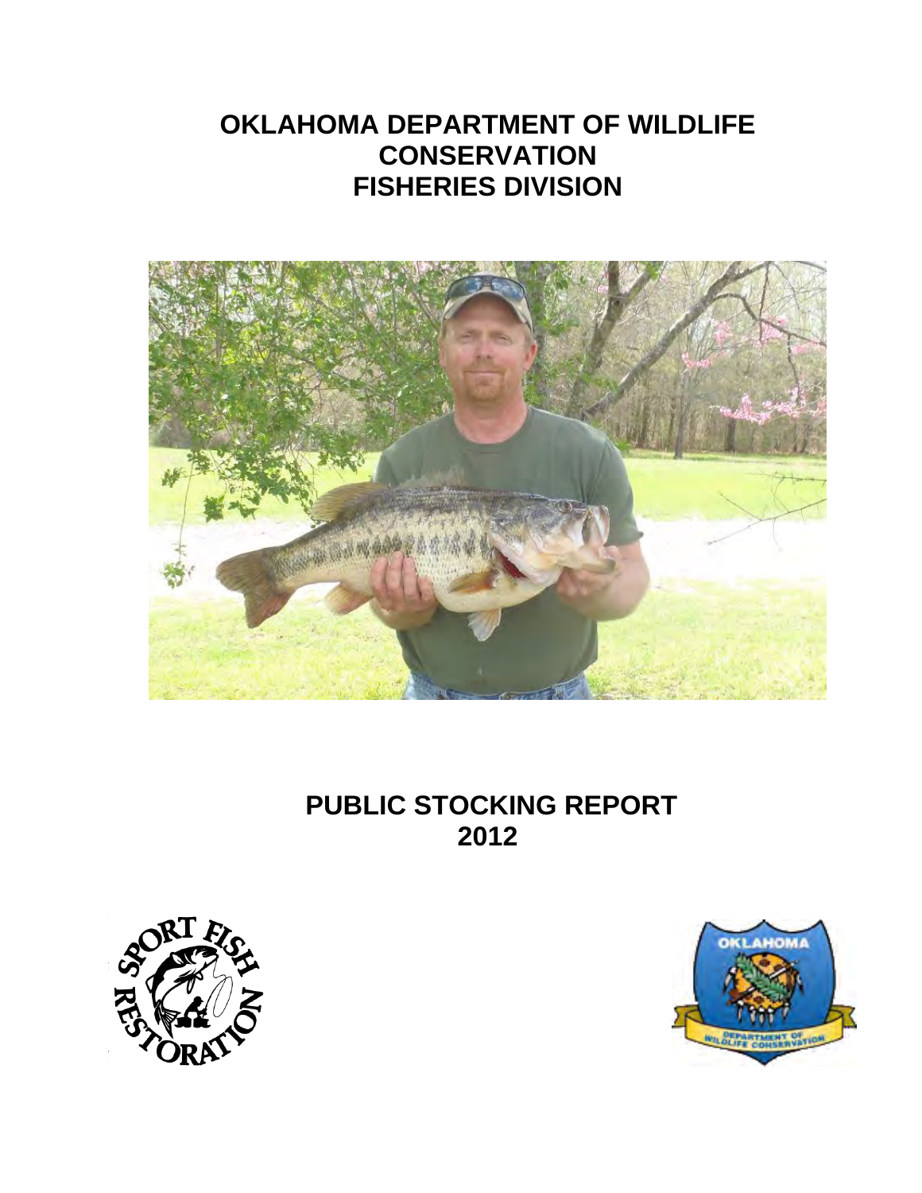# OKLAHOMA DEPARTMENT OF WILDLIFE CONSERVATION
# FISHERIES DIVISION

# PUBLIC STOCKING REPORT
# 2012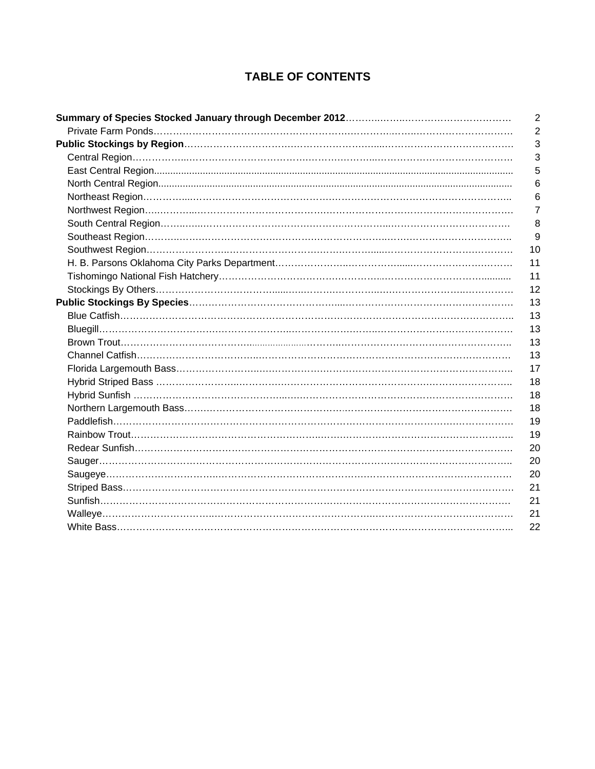# TABLE OF CONTENTS

| | |
|---|---|
| **Summary of Species Stocked January through December 2012** | 2 |
| Private Farm Ponds | 2 |
| **Public Stockings by Region** | 3 |
| Central Region | 3 |
| East Central Region | 5 |
| North Central Region | 6 |
| Northeast Region | 6 |
| Northwest Region | 7 |
| South Central Region | 8 |
| Southeast Region | 9 |
| Southwest Region | 10 |
| H. B. Parsons Oklahoma City Parks Department | 11 |
| Tishomingo National Fish Hatchery | 11 |
| Stockings By Others | 12 |
| **Public Stockings By Species** | 13 |
| Blue Catfish | 13 |
| Bluegill | 13 |
| Brown Trout | 13 |
| Channel Catfish | 13 |
| Florida Largemouth Bass | 17 |
| Hybrid Striped Bass | 18 |
| Hybrid Sunfish | 18 |
| Northern Largemouth Bass | 18 |
| Paddlefish | 19 |
| Rainbow Trout | 19 |
| Redear Sunfish | 20 |
| Sauger | 20 |
| Saugeye | 20 |
| Striped Bass | 21 |
| Sunfish | 21 |
| Walleye | 21 |
| White Bass | 22 |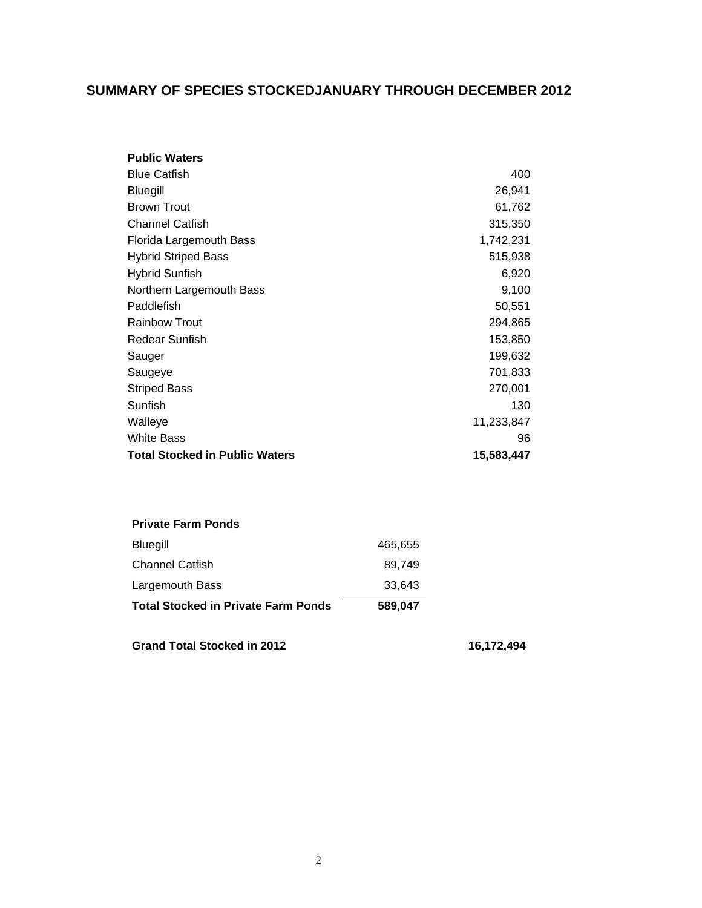## SUMMARY OF SPECIES STOCKEDJANUARY THROUGH DECEMBER 2012

| **Public Waters** | |
|---|---|
| Blue Catfish | 400 |
| Bluegill | 26,941 |
| Brown Trout | 61,762 |
| Channel Catfish | 315,350 |
| Florida Largemouth Bass | 1,742,231 |
| Hybrid Striped Bass | 515,938 |
| Hybrid Sunfish | 6,920 |
| Northern Largemouth Bass | 9,100 |
| Paddlefish | 50,551 |
| Rainbow Trout | 294,865 |
| Redear Sunfish | 153,850 |
| Sauger | 199,632 |
| Saugeye | 701,833 |
| Striped Bass | 270,001 |
| Sunfish | 130 |
| Walleye | 11,233,847 |
| White Bass | 96 |
| **Total Stocked in Public Waters** | **15,583,447** |

| **Private Farm Ponds** | | |
|---|---|---|
| Bluegill | 465,655 | |
| Channel Catfish | 89,749 | |
| Largemouth Bass | 33,643 | |
| **Total Stocked in Private Farm Ponds** | **589,047** | |
| | | |
| **Grand Total Stocked in 2012** | | **16,172,494** |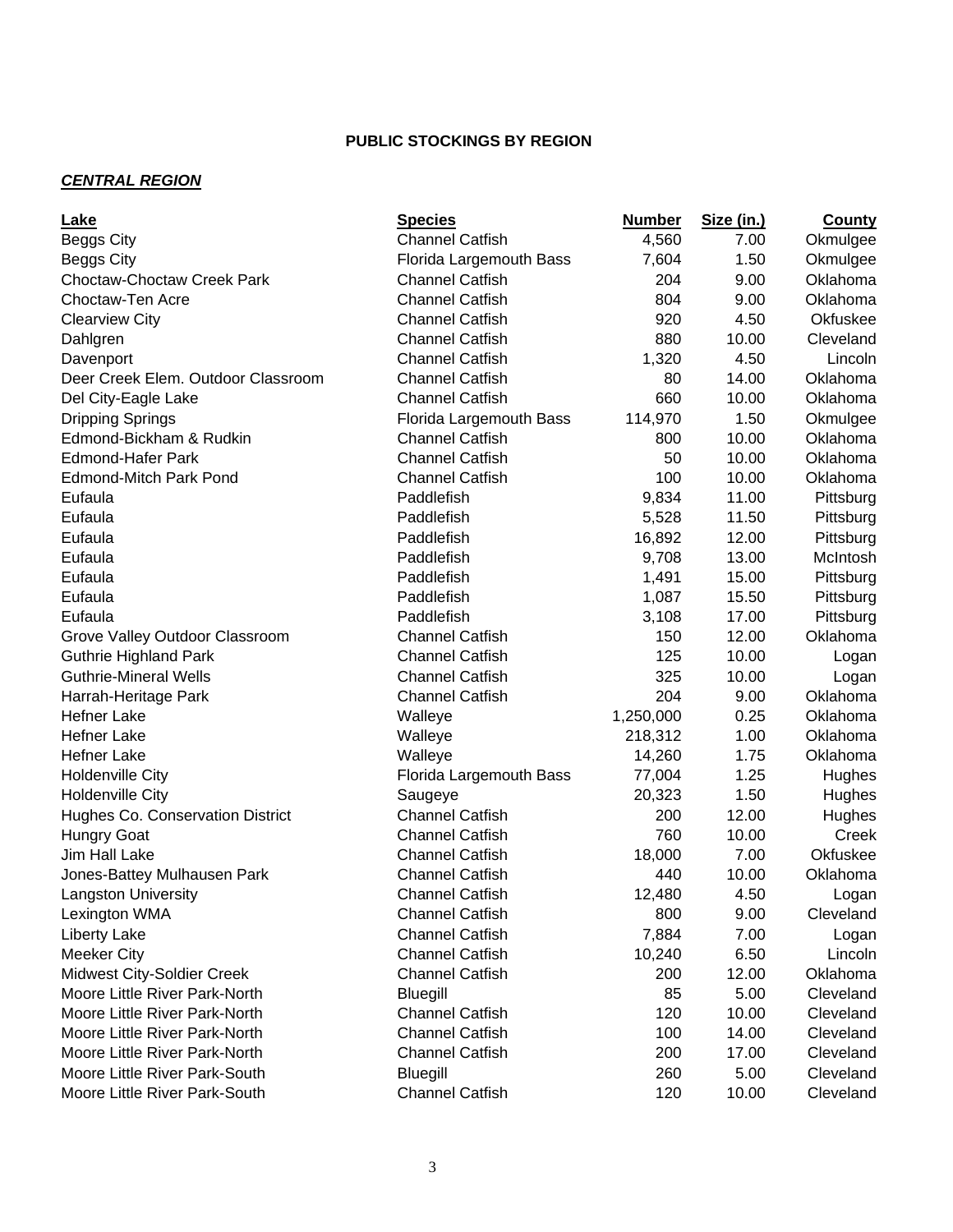**PUBLIC STOCKINGS BY REGION**

***CENTRAL REGION***

| Lake | Species | Number | Size (in.) | County |
|---|---|---|---|---|
| Beggs City | Channel Catfish | 4,560 | 7.00 | Okmulgee |
| Beggs City | Florida Largemouth Bass | 7,604 | 1.50 | Okmulgee |
| Choctaw-Choctaw Creek Park | Channel Catfish | 204 | 9.00 | Oklahoma |
| Choctaw-Ten Acre | Channel Catfish | 804 | 9.00 | Oklahoma |
| Clearview City | Channel Catfish | 920 | 4.50 | Okfuskee |
| Dahlgren | Channel Catfish | 880 | 10.00 | Cleveland |
| Davenport | Channel Catfish | 1,320 | 4.50 | Lincoln |
| Deer Creek Elem. Outdoor Classroom | Channel Catfish | 80 | 14.00 | Oklahoma |
| Del City-Eagle Lake | Channel Catfish | 660 | 10.00 | Oklahoma |
| Dripping Springs | Florida Largemouth Bass | 114,970 | 1.50 | Okmulgee |
| Edmond-Bickham & Rudkin | Channel Catfish | 800 | 10.00 | Oklahoma |
| Edmond-Hafer Park | Channel Catfish | 50 | 10.00 | Oklahoma |
| Edmond-Mitch Park Pond | Channel Catfish | 100 | 10.00 | Oklahoma |
| Eufaula | Paddlefish | 9,834 | 11.00 | Pittsburg |
| Eufaula | Paddlefish | 5,528 | 11.50 | Pittsburg |
| Eufaula | Paddlefish | 16,892 | 12.00 | Pittsburg |
| Eufaula | Paddlefish | 9,708 | 13.00 | McIntosh |
| Eufaula | Paddlefish | 1,491 | 15.00 | Pittsburg |
| Eufaula | Paddlefish | 1,087 | 15.50 | Pittsburg |
| Eufaula | Paddlefish | 3,108 | 17.00 | Pittsburg |
| Grove Valley Outdoor Classroom | Channel Catfish | 150 | 12.00 | Oklahoma |
| Guthrie Highland Park | Channel Catfish | 125 | 10.00 | Logan |
| Guthrie-Mineral Wells | Channel Catfish | 325 | 10.00 | Logan |
| Harrah-Heritage Park | Channel Catfish | 204 | 9.00 | Oklahoma |
| Hefner Lake | Walleye | 1,250,000 | 0.25 | Oklahoma |
| Hefner Lake | Walleye | 218,312 | 1.00 | Oklahoma |
| Hefner Lake | Walleye | 14,260 | 1.75 | Oklahoma |
| Holdenville City | Florida Largemouth Bass | 77,004 | 1.25 | Hughes |
| Holdenville City | Saugeye | 20,323 | 1.50 | Hughes |
| Hughes Co. Conservation District | Channel Catfish | 200 | 12.00 | Hughes |
| Hungry Goat | Channel Catfish | 760 | 10.00 | Creek |
| Jim Hall Lake | Channel Catfish | 18,000 | 7.00 | Okfuskee |
| Jones-Battey Mulhausen Park | Channel Catfish | 440 | 10.00 | Oklahoma |
| Langston University | Channel Catfish | 12,480 | 4.50 | Logan |
| Lexington WMA | Channel Catfish | 800 | 9.00 | Cleveland |
| Liberty Lake | Channel Catfish | 7,884 | 7.00 | Logan |
| Meeker City | Channel Catfish | 10,240 | 6.50 | Lincoln |
| Midwest City-Soldier Creek | Channel Catfish | 200 | 12.00 | Oklahoma |
| Moore Little River Park-North | Bluegill | 85 | 5.00 | Cleveland |
| Moore Little River Park-North | Channel Catfish | 120 | 10.00 | Cleveland |
| Moore Little River Park-North | Channel Catfish | 100 | 14.00 | Cleveland |
| Moore Little River Park-North | Channel Catfish | 200 | 17.00 | Cleveland |
| Moore Little River Park-South | Bluegill | 260 | 5.00 | Cleveland |
| Moore Little River Park-South | Channel Catfish | 120 | 10.00 | Cleveland |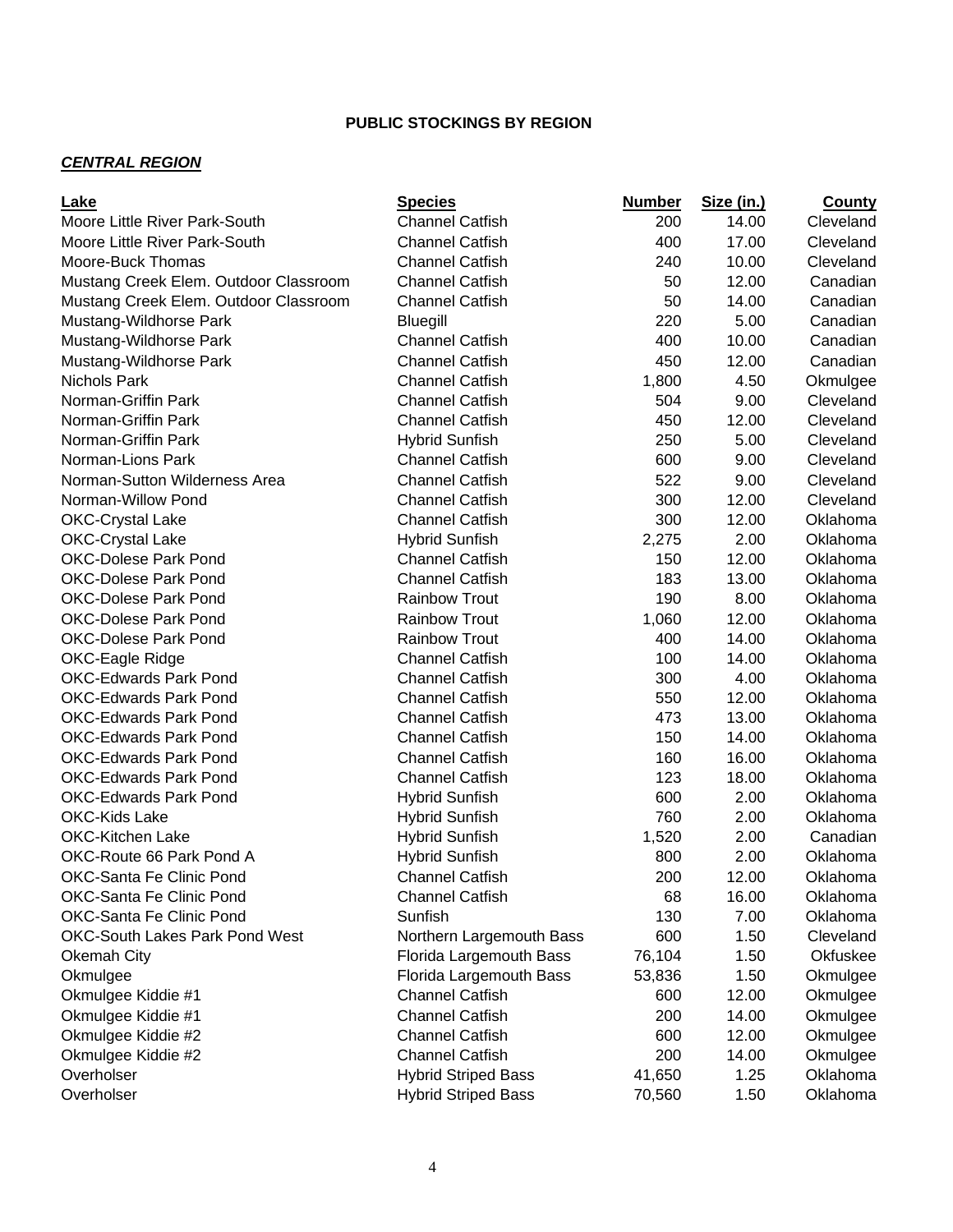# PUBLIC STOCKINGS BY REGION

## *CENTRAL REGION*

| Lake | Species | Number | Size (in.) | County |
|---|---|---|---|---|
| Moore Little River Park-South | Channel Catfish | 200 | 14.00 | Cleveland |
| Moore Little River Park-South | Channel Catfish | 400 | 17.00 | Cleveland |
| Moore-Buck Thomas | Channel Catfish | 240 | 10.00 | Cleveland |
| Mustang Creek Elem. Outdoor Classroom | Channel Catfish | 50 | 12.00 | Canadian |
| Mustang Creek Elem. Outdoor Classroom | Channel Catfish | 50 | 14.00 | Canadian |
| Mustang-Wildhorse Park | Bluegill | 220 | 5.00 | Canadian |
| Mustang-Wildhorse Park | Channel Catfish | 400 | 10.00 | Canadian |
| Mustang-Wildhorse Park | Channel Catfish | 450 | 12.00 | Canadian |
| Nichols Park | Channel Catfish | 1,800 | 4.50 | Okmulgee |
| Norman-Griffin Park | Channel Catfish | 504 | 9.00 | Cleveland |
| Norman-Griffin Park | Channel Catfish | 450 | 12.00 | Cleveland |
| Norman-Griffin Park | Hybrid Sunfish | 250 | 5.00 | Cleveland |
| Norman-Lions Park | Channel Catfish | 600 | 9.00 | Cleveland |
| Norman-Sutton Wilderness Area | Channel Catfish | 522 | 9.00 | Cleveland |
| Norman-Willow Pond | Channel Catfish | 300 | 12.00 | Cleveland |
| OKC-Crystal Lake | Channel Catfish | 300 | 12.00 | Oklahoma |
| OKC-Crystal Lake | Hybrid Sunfish | 2,275 | 2.00 | Oklahoma |
| OKC-Dolese Park Pond | Channel Catfish | 150 | 12.00 | Oklahoma |
| OKC-Dolese Park Pond | Channel Catfish | 183 | 13.00 | Oklahoma |
| OKC-Dolese Park Pond | Rainbow Trout | 190 | 8.00 | Oklahoma |
| OKC-Dolese Park Pond | Rainbow Trout | 1,060 | 12.00 | Oklahoma |
| OKC-Dolese Park Pond | Rainbow Trout | 400 | 14.00 | Oklahoma |
| OKC-Eagle Ridge | Channel Catfish | 100 | 14.00 | Oklahoma |
| OKC-Edwards Park Pond | Channel Catfish | 300 | 4.00 | Oklahoma |
| OKC-Edwards Park Pond | Channel Catfish | 550 | 12.00 | Oklahoma |
| OKC-Edwards Park Pond | Channel Catfish | 473 | 13.00 | Oklahoma |
| OKC-Edwards Park Pond | Channel Catfish | 150 | 14.00 | Oklahoma |
| OKC-Edwards Park Pond | Channel Catfish | 160 | 16.00 | Oklahoma |
| OKC-Edwards Park Pond | Channel Catfish | 123 | 18.00 | Oklahoma |
| OKC-Edwards Park Pond | Hybrid Sunfish | 600 | 2.00 | Oklahoma |
| OKC-Kids Lake | Hybrid Sunfish | 760 | 2.00 | Oklahoma |
| OKC-Kitchen Lake | Hybrid Sunfish | 1,520 | 2.00 | Canadian |
| OKC-Route 66 Park Pond A | Hybrid Sunfish | 800 | 2.00 | Oklahoma |
| OKC-Santa Fe Clinic Pond | Channel Catfish | 200 | 12.00 | Oklahoma |
| OKC-Santa Fe Clinic Pond | Channel Catfish | 68 | 16.00 | Oklahoma |
| OKC-Santa Fe Clinic Pond | Sunfish | 130 | 7.00 | Oklahoma |
| OKC-South Lakes Park Pond West | Northern Largemouth Bass | 600 | 1.50 | Cleveland |
| Okemah City | Florida Largemouth Bass | 76,104 | 1.50 | Okfuskee |
| Okmulgee | Florida Largemouth Bass | 53,836 | 1.50 | Okmulgee |
| Okmulgee Kiddie #1 | Channel Catfish | 600 | 12.00 | Okmulgee |
| Okmulgee Kiddie #1 | Channel Catfish | 200 | 14.00 | Okmulgee |
| Okmulgee Kiddie #2 | Channel Catfish | 600 | 12.00 | Okmulgee |
| Okmulgee Kiddie #2 | Channel Catfish | 200 | 14.00 | Okmulgee |
| Overholser | Hybrid Striped Bass | 41,650 | 1.25 | Oklahoma |
| Overholser | Hybrid Striped Bass | 70,560 | 1.50 | Oklahoma |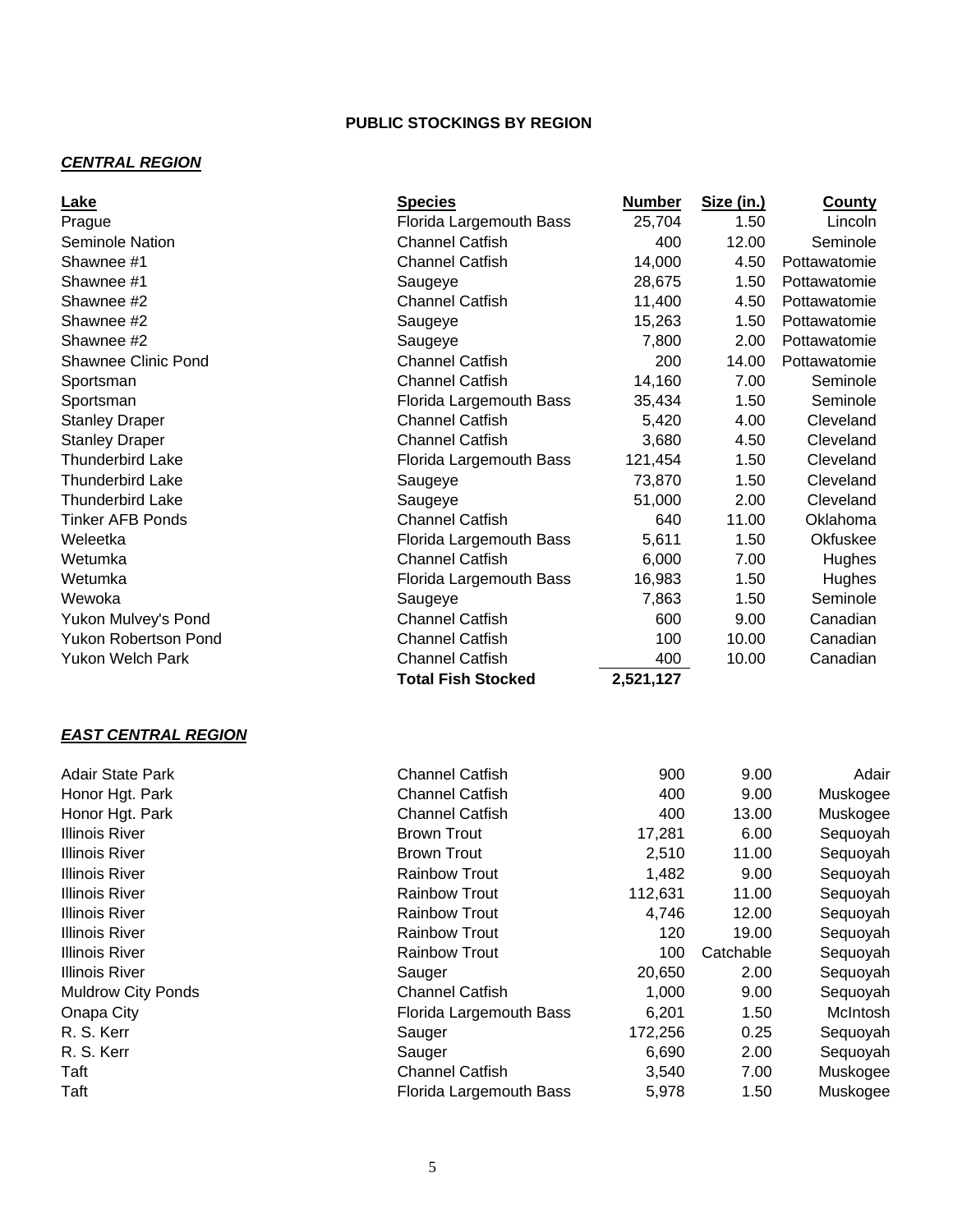## PUBLIC STOCKINGS BY REGION

### ***CENTRAL REGION***

| Lake | Species | Number | Size (in.) | County |
|---|---|---|---|---|
| Prague | Florida Largemouth Bass | 25,704 | 1.50 | Lincoln |
| Seminole Nation | Channel Catfish | 400 | 12.00 | Seminole |
| Shawnee #1 | Channel Catfish | 14,000 | 4.50 | Pottawatomie |
| Shawnee #1 | Saugeye | 28,675 | 1.50 | Pottawatomie |
| Shawnee #2 | Channel Catfish | 11,400 | 4.50 | Pottawatomie |
| Shawnee #2 | Saugeye | 15,263 | 1.50 | Pottawatomie |
| Shawnee #2 | Saugeye | 7,800 | 2.00 | Pottawatomie |
| Shawnee Clinic Pond | Channel Catfish | 200 | 14.00 | Pottawatomie |
| Sportsman | Channel Catfish | 14,160 | 7.00 | Seminole |
| Sportsman | Florida Largemouth Bass | 35,434 | 1.50 | Seminole |
| Stanley Draper | Channel Catfish | 5,420 | 4.00 | Cleveland |
| Stanley Draper | Channel Catfish | 3,680 | 4.50 | Cleveland |
| Thunderbird Lake | Florida Largemouth Bass | 121,454 | 1.50 | Cleveland |
| Thunderbird Lake | Saugeye | 73,870 | 1.50 | Cleveland |
| Thunderbird Lake | Saugeye | 51,000 | 2.00 | Cleveland |
| Tinker AFB Ponds | Channel Catfish | 640 | 11.00 | Oklahoma |
| Weleetka | Florida Largemouth Bass | 5,611 | 1.50 | Okfuskee |
| Wetumka | Channel Catfish | 6,000 | 7.00 | Hughes |
| Wetumka | Florida Largemouth Bass | 16,983 | 1.50 | Hughes |
| Wewoka | Saugeye | 7,863 | 1.50 | Seminole |
| Yukon Mulvey's Pond | Channel Catfish | 600 | 9.00 | Canadian |
| Yukon Robertson Pond | Channel Catfish | 100 | 10.00 | Canadian |
| Yukon Welch Park | Channel Catfish | 400 | 10.00 | Canadian |
| | **Total Fish Stocked** | **2,521,127** | | |

### ***EAST CENTRAL REGION***

| Lake | Species | Number | Size (in.) | County |
|---|---|---|---|---|
| Adair State Park | Channel Catfish | 900 | 9.00 | Adair |
| Honor Hgt. Park | Channel Catfish | 400 | 9.00 | Muskogee |
| Honor Hgt. Park | Channel Catfish | 400 | 13.00 | Muskogee |
| Illinois River | Brown Trout | 17,281 | 6.00 | Sequoyah |
| Illinois River | Brown Trout | 2,510 | 11.00 | Sequoyah |
| Illinois River | Rainbow Trout | 1,482 | 9.00 | Sequoyah |
| Illinois River | Rainbow Trout | 112,631 | 11.00 | Sequoyah |
| Illinois River | Rainbow Trout | 4,746 | 12.00 | Sequoyah |
| Illinois River | Rainbow Trout | 120 | 19.00 | Sequoyah |
| Illinois River | Rainbow Trout | 100 | Catchable | Sequoyah |
| Illinois River | Sauger | 20,650 | 2.00 | Sequoyah |
| Muldrow City Ponds | Channel Catfish | 1,000 | 9.00 | Sequoyah |
| Onapa City | Florida Largemouth Bass | 6,201 | 1.50 | McIntosh |
| R. S. Kerr | Sauger | 172,256 | 0.25 | Sequoyah |
| R. S. Kerr | Sauger | 6,690 | 2.00 | Sequoyah |
| Taft | Channel Catfish | 3,540 | 7.00 | Muskogee |
| Taft | Florida Largemouth Bass | 5,978 | 1.50 | Muskogee |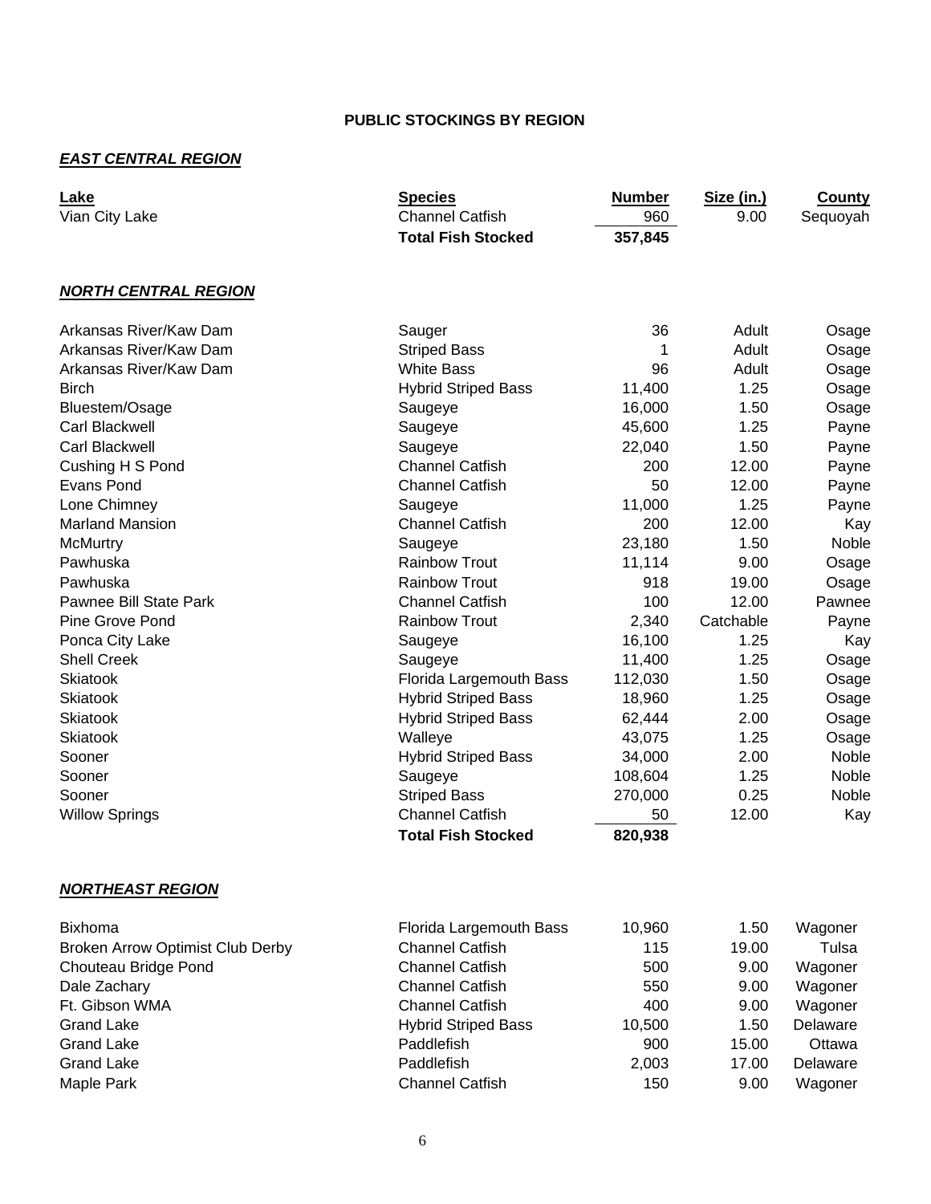**PUBLIC STOCKINGS BY REGION**

***EAST CENTRAL REGION***

| Lake | Species | Number | Size (in.) | County |
|---|---|---|---|---|
| Vian City Lake | Channel Catfish | 960 | 9.00 | Sequoyah |
| | **Total Fish Stocked** | **357,845** | | |

***NORTH CENTRAL REGION***

| Lake | Species | Number | Size (in.) | County |
|---|---|---|---|---|
| Arkansas River/Kaw Dam | Sauger | 36 | Adult | Osage |
| Arkansas River/Kaw Dam | Striped Bass | 1 | Adult | Osage |
| Arkansas River/Kaw Dam | White Bass | 96 | Adult | Osage |
| Birch | Hybrid Striped Bass | 11,400 | 1.25 | Osage |
| Bluestem/Osage | Saugeye | 16,000 | 1.50 | Osage |
| Carl Blackwell | Saugeye | 45,600 | 1.25 | Payne |
| Carl Blackwell | Saugeye | 22,040 | 1.50 | Payne |
| Cushing H S Pond | Channel Catfish | 200 | 12.00 | Payne |
| Evans Pond | Channel Catfish | 50 | 12.00 | Payne |
| Lone Chimney | Saugeye | 11,000 | 1.25 | Payne |
| Marland Mansion | Channel Catfish | 200 | 12.00 | Kay |
| McMurtry | Saugeye | 23,180 | 1.50 | Noble |
| Pawhuska | Rainbow Trout | 11,114 | 9.00 | Osage |
| Pawhuska | Rainbow Trout | 918 | 19.00 | Osage |
| Pawnee Bill State Park | Channel Catfish | 100 | 12.00 | Pawnee |
| Pine Grove Pond | Rainbow Trout | 2,340 | Catchable | Payne |
| Ponca City Lake | Saugeye | 16,100 | 1.25 | Kay |
| Shell Creek | Saugeye | 11,400 | 1.25 | Osage |
| Skiatook | Florida Largemouth Bass | 112,030 | 1.50 | Osage |
| Skiatook | Hybrid Striped Bass | 18,960 | 1.25 | Osage |
| Skiatook | Hybrid Striped Bass | 62,444 | 2.00 | Osage |
| Skiatook | Walleye | 43,075 | 1.25 | Osage |
| Sooner | Hybrid Striped Bass | 34,000 | 2.00 | Noble |
| Sooner | Saugeye | 108,604 | 1.25 | Noble |
| Sooner | Striped Bass | 270,000 | 0.25 | Noble |
| Willow Springs | Channel Catfish | 50 | 12.00 | Kay |
| | **Total Fish Stocked** | **820,938** | | |

***NORTHEAST REGION***

| Lake | Species | Number | Size (in.) | County |
|---|---|---|---|---|
| Bixhoma | Florida Largemouth Bass | 10,960 | 1.50 | Wagoner |
| Broken Arrow Optimist Club Derby | Channel Catfish | 115 | 19.00 | Tulsa |
| Chouteau Bridge Pond | Channel Catfish | 500 | 9.00 | Wagoner |
| Dale Zachary | Channel Catfish | 550 | 9.00 | Wagoner |
| Ft. Gibson WMA | Channel Catfish | 400 | 9.00 | Wagoner |
| Grand Lake | Hybrid Striped Bass | 10,500 | 1.50 | Delaware |
| Grand Lake | Paddlefish | 900 | 15.00 | Ottawa |
| Grand Lake | Paddlefish | 2,003 | 17.00 | Delaware |
| Maple Park | Channel Catfish | 150 | 9.00 | Wagoner |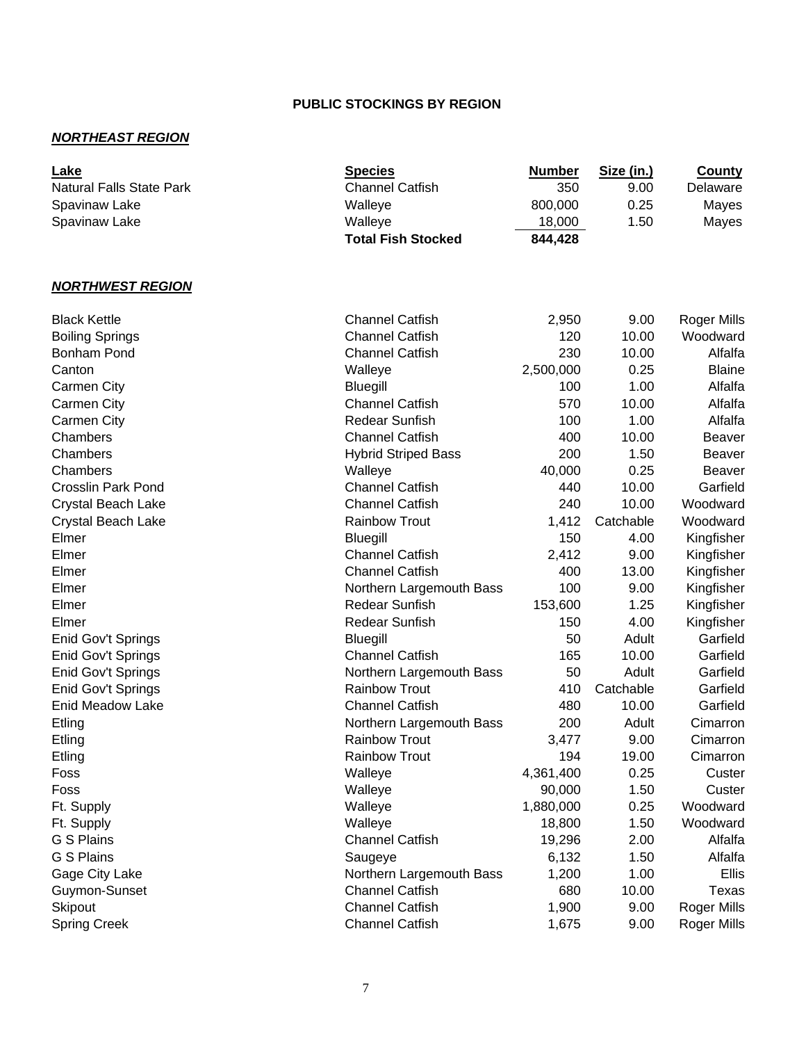**PUBLIC STOCKINGS BY REGION**

***NORTHEAST REGION***

| Lake | Species | Number | Size (in.) | County |
|---|---|---|---|---|
| Natural Falls State Park | Channel Catfish | 350 | 9.00 | Delaware |
| Spavinaw Lake | Walleye | 800,000 | 0.25 | Mayes |
| Spavinaw Lake | Walleye | 18,000 | 1.50 | Mayes |
| | **Total Fish Stocked** | **844,428** | | |

***NORTHWEST REGION***

| Lake | Species | Number | Size (in.) | County |
|---|---|---|---|---|
| Black Kettle | Channel Catfish | 2,950 | 9.00 | Roger Mills |
| Boiling Springs | Channel Catfish | 120 | 10.00 | Woodward |
| Bonham Pond | Channel Catfish | 230 | 10.00 | Alfalfa |
| Canton | Walleye | 2,500,000 | 0.25 | Blaine |
| Carmen City | Bluegill | 100 | 1.00 | Alfalfa |
| Carmen City | Channel Catfish | 570 | 10.00 | Alfalfa |
| Carmen City | Redear Sunfish | 100 | 1.00 | Alfalfa |
| Chambers | Channel Catfish | 400 | 10.00 | Beaver |
| Chambers | Hybrid Striped Bass | 200 | 1.50 | Beaver |
| Chambers | Walleye | 40,000 | 0.25 | Beaver |
| Crosslin Park Pond | Channel Catfish | 440 | 10.00 | Garfield |
| Crystal Beach Lake | Channel Catfish | 240 | 10.00 | Woodward |
| Crystal Beach Lake | Rainbow Trout | 1,412 | Catchable | Woodward |
| Elmer | Bluegill | 150 | 4.00 | Kingfisher |
| Elmer | Channel Catfish | 2,412 | 9.00 | Kingfisher |
| Elmer | Channel Catfish | 400 | 13.00 | Kingfisher |
| Elmer | Northern Largemouth Bass | 100 | 9.00 | Kingfisher |
| Elmer | Redear Sunfish | 153,600 | 1.25 | Kingfisher |
| Elmer | Redear Sunfish | 150 | 4.00 | Kingfisher |
| Enid Gov't Springs | Bluegill | 50 | Adult | Garfield |
| Enid Gov't Springs | Channel Catfish | 165 | 10.00 | Garfield |
| Enid Gov't Springs | Northern Largemouth Bass | 50 | Adult | Garfield |
| Enid Gov't Springs | Rainbow Trout | 410 | Catchable | Garfield |
| Enid Meadow Lake | Channel Catfish | 480 | 10.00 | Garfield |
| Etling | Northern Largemouth Bass | 200 | Adult | Cimarron |
| Etling | Rainbow Trout | 3,477 | 9.00 | Cimarron |
| Etling | Rainbow Trout | 194 | 19.00 | Cimarron |
| Foss | Walleye | 4,361,400 | 0.25 | Custer |
| Foss | Walleye | 90,000 | 1.50 | Custer |
| Ft. Supply | Walleye | 1,880,000 | 0.25 | Woodward |
| Ft. Supply | Walleye | 18,800 | 1.50 | Woodward |
| G S Plains | Channel Catfish | 19,296 | 2.00 | Alfalfa |
| G S Plains | Saugeye | 6,132 | 1.50 | Alfalfa |
| Gage City Lake | Northern Largemouth Bass | 1,200 | 1.00 | Ellis |
| Guymon-Sunset | Channel Catfish | 680 | 10.00 | Texas |
| Skipout | Channel Catfish | 1,900 | 9.00 | Roger Mills |
| Spring Creek | Channel Catfish | 1,675 | 9.00 | Roger Mills |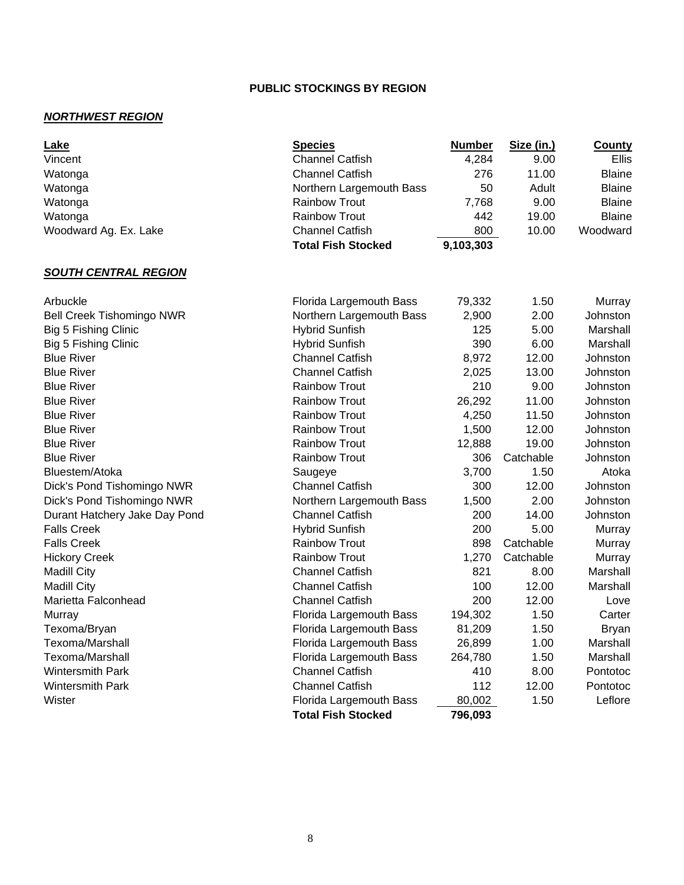**PUBLIC STOCKINGS BY REGION**

***NORTHWEST REGION***

| Lake | Species | Number | Size (in.) | County |
|---|---|---|---|---|
| Vincent | Channel Catfish | 4,284 | 9.00 | Ellis |
| Watonga | Channel Catfish | 276 | 11.00 | Blaine |
| Watonga | Northern Largemouth Bass | 50 | Adult | Blaine |
| Watonga | Rainbow Trout | 7,768 | 9.00 | Blaine |
| Watonga | Rainbow Trout | 442 | 19.00 | Blaine |
| Woodward Ag. Ex. Lake | Channel Catfish | 800 | 10.00 | Woodward |
| | **Total Fish Stocked** | **9,103,303** | | |

***SOUTH CENTRAL REGION***

| Lake | Species | Number | Size (in.) | County |
|---|---|---|---|---|
| Arbuckle | Florida Largemouth Bass | 79,332 | 1.50 | Murray |
| Bell Creek Tishomingo NWR | Northern Largemouth Bass | 2,900 | 2.00 | Johnston |
| Big 5 Fishing Clinic | Hybrid Sunfish | 125 | 5.00 | Marshall |
| Big 5 Fishing Clinic | Hybrid Sunfish | 390 | 6.00 | Marshall |
| Blue River | Channel Catfish | 8,972 | 12.00 | Johnston |
| Blue River | Channel Catfish | 2,025 | 13.00 | Johnston |
| Blue River | Rainbow Trout | 210 | 9.00 | Johnston |
| Blue River | Rainbow Trout | 26,292 | 11.00 | Johnston |
| Blue River | Rainbow Trout | 4,250 | 11.50 | Johnston |
| Blue River | Rainbow Trout | 1,500 | 12.00 | Johnston |
| Blue River | Rainbow Trout | 12,888 | 19.00 | Johnston |
| Blue River | Rainbow Trout | 306 | Catchable | Johnston |
| Bluestem/Atoka | Saugeye | 3,700 | 1.50 | Atoka |
| Dick's Pond Tishomingo NWR | Channel Catfish | 300 | 12.00 | Johnston |
| Dick's Pond Tishomingo NWR | Northern Largemouth Bass | 1,500 | 2.00 | Johnston |
| Durant Hatchery Jake Day Pond | Channel Catfish | 200 | 14.00 | Johnston |
| Falls Creek | Hybrid Sunfish | 200 | 5.00 | Murray |
| Falls Creek | Rainbow Trout | 898 | Catchable | Murray |
| Hickory Creek | Rainbow Trout | 1,270 | Catchable | Murray |
| Madill City | Channel Catfish | 821 | 8.00 | Marshall |
| Madill City | Channel Catfish | 100 | 12.00 | Marshall |
| Marietta Falconhead | Channel Catfish | 200 | 12.00 | Love |
| Murray | Florida Largemouth Bass | 194,302 | 1.50 | Carter |
| Texoma/Bryan | Florida Largemouth Bass | 81,209 | 1.50 | Bryan |
| Texoma/Marshall | Florida Largemouth Bass | 26,899 | 1.00 | Marshall |
| Texoma/Marshall | Florida Largemouth Bass | 264,780 | 1.50 | Marshall |
| Wintersmith Park | Channel Catfish | 410 | 8.00 | Pontotoc |
| Wintersmith Park | Channel Catfish | 112 | 12.00 | Pontotoc |
| Wister | Florida Largemouth Bass | 80,002 | 1.50 | Leflore |
| | **Total Fish Stocked** | **796,093** | | |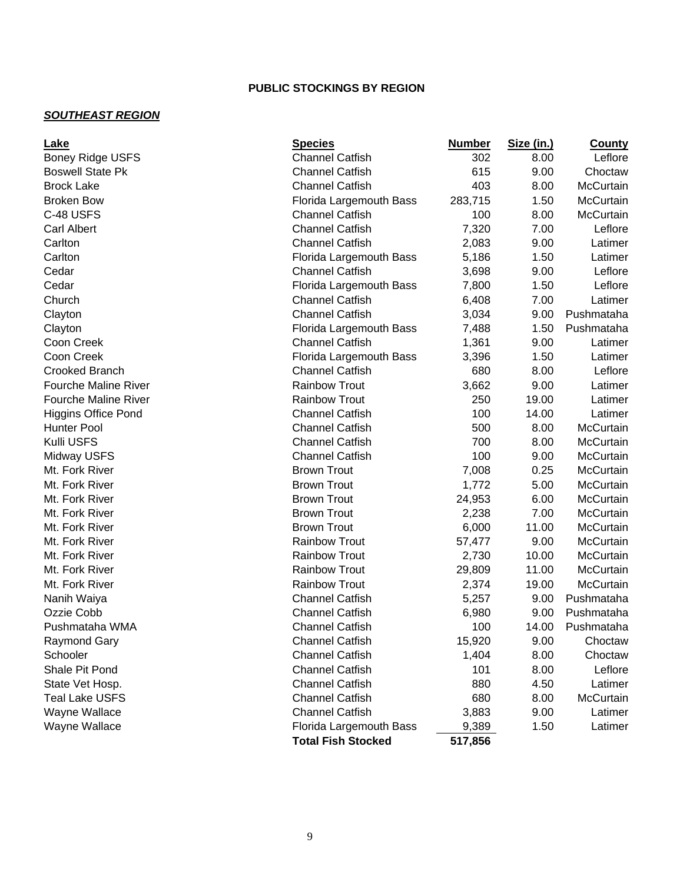**PUBLIC STOCKINGS BY REGION**

***SOUTHEAST REGION***

| Lake | Species | Number | Size (in.) | County |
|---|---|---|---|---|
| Boney Ridge USFS | Channel Catfish | 302 | 8.00 | Leflore |
| Boswell State Pk | Channel Catfish | 615 | 9.00 | Choctaw |
| Brock Lake | Channel Catfish | 403 | 8.00 | McCurtain |
| Broken Bow | Florida Largemouth Bass | 283,715 | 1.50 | McCurtain |
| C-48 USFS | Channel Catfish | 100 | 8.00 | McCurtain |
| Carl Albert | Channel Catfish | 7,320 | 7.00 | Leflore |
| Carlton | Channel Catfish | 2,083 | 9.00 | Latimer |
| Carlton | Florida Largemouth Bass | 5,186 | 1.50 | Latimer |
| Cedar | Channel Catfish | 3,698 | 9.00 | Leflore |
| Cedar | Florida Largemouth Bass | 7,800 | 1.50 | Leflore |
| Church | Channel Catfish | 6,408 | 7.00 | Latimer |
| Clayton | Channel Catfish | 3,034 | 9.00 | Pushmataha |
| Clayton | Florida Largemouth Bass | 7,488 | 1.50 | Pushmataha |
| Coon Creek | Channel Catfish | 1,361 | 9.00 | Latimer |
| Coon Creek | Florida Largemouth Bass | 3,396 | 1.50 | Latimer |
| Crooked Branch | Channel Catfish | 680 | 8.00 | Leflore |
| Fourche Maline River | Rainbow Trout | 3,662 | 9.00 | Latimer |
| Fourche Maline River | Rainbow Trout | 250 | 19.00 | Latimer |
| Higgins Office Pond | Channel Catfish | 100 | 14.00 | Latimer |
| Hunter Pool | Channel Catfish | 500 | 8.00 | McCurtain |
| Kulli USFS | Channel Catfish | 700 | 8.00 | McCurtain |
| Midway USFS | Channel Catfish | 100 | 9.00 | McCurtain |
| Mt. Fork River | Brown Trout | 7,008 | 0.25 | McCurtain |
| Mt. Fork River | Brown Trout | 1,772 | 5.00 | McCurtain |
| Mt. Fork River | Brown Trout | 24,953 | 6.00 | McCurtain |
| Mt. Fork River | Brown Trout | 2,238 | 7.00 | McCurtain |
| Mt. Fork River | Brown Trout | 6,000 | 11.00 | McCurtain |
| Mt. Fork River | Rainbow Trout | 57,477 | 9.00 | McCurtain |
| Mt. Fork River | Rainbow Trout | 2,730 | 10.00 | McCurtain |
| Mt. Fork River | Rainbow Trout | 29,809 | 11.00 | McCurtain |
| Mt. Fork River | Rainbow Trout | 2,374 | 19.00 | McCurtain |
| Nanih Waiya | Channel Catfish | 5,257 | 9.00 | Pushmataha |
| Ozzie Cobb | Channel Catfish | 6,980 | 9.00 | Pushmataha |
| Pushmataha WMA | Channel Catfish | 100 | 14.00 | Pushmataha |
| Raymond Gary | Channel Catfish | 15,920 | 9.00 | Choctaw |
| Schooler | Channel Catfish | 1,404 | 8.00 | Choctaw |
| Shale Pit Pond | Channel Catfish | 101 | 8.00 | Leflore |
| State Vet Hosp. | Channel Catfish | 880 | 4.50 | Latimer |
| Teal Lake USFS | Channel Catfish | 680 | 8.00 | McCurtain |
| Wayne Wallace | Channel Catfish | 3,883 | 9.00 | Latimer |
| Wayne Wallace | Florida Largemouth Bass | 9,389 | 1.50 | Latimer |
| | **Total Fish Stocked** | **517,856** | | |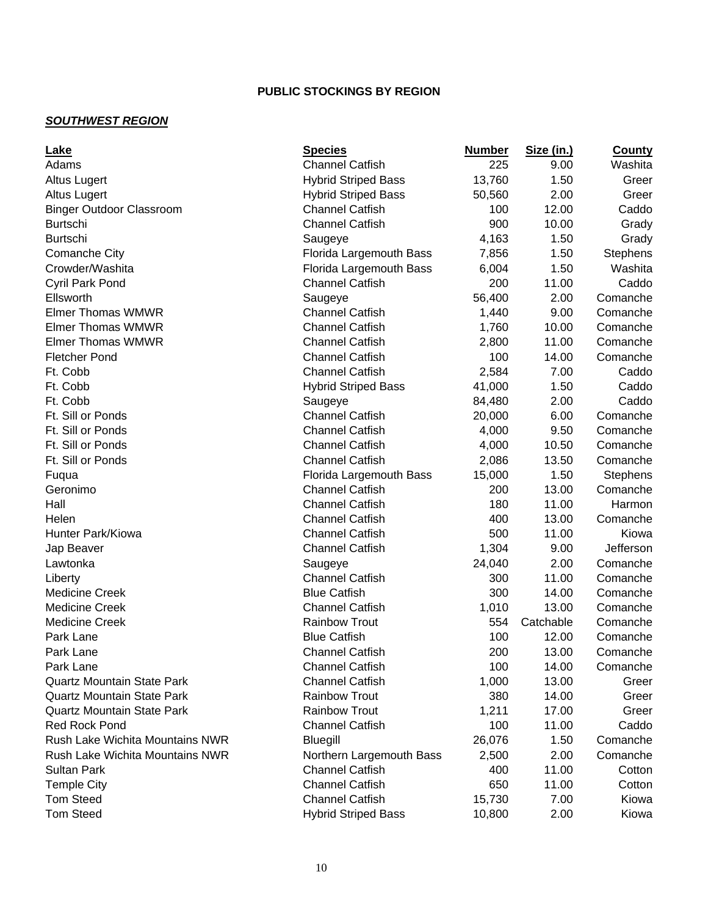## PUBLIC STOCKINGS BY REGION

### ***SOUTHWEST REGION***

| Lake | Species | Number | Size (in.) | County |
|---|---|---|---|---|
| Adams | Channel Catfish | 225 | 9.00 | Washita |
| Altus Lugert | Hybrid Striped Bass | 13,760 | 1.50 | Greer |
| Altus Lugert | Hybrid Striped Bass | 50,560 | 2.00 | Greer |
| Binger Outdoor Classroom | Channel Catfish | 100 | 12.00 | Caddo |
| Burtschi | Channel Catfish | 900 | 10.00 | Grady |
| Burtschi | Saugeye | 4,163 | 1.50 | Grady |
| Comanche City | Florida Largemouth Bass | 7,856 | 1.50 | Stephens |
| Crowder/Washita | Florida Largemouth Bass | 6,004 | 1.50 | Washita |
| Cyril Park Pond | Channel Catfish | 200 | 11.00 | Caddo |
| Ellsworth | Saugeye | 56,400 | 2.00 | Comanche |
| Elmer Thomas WMWR | Channel Catfish | 1,440 | 9.00 | Comanche |
| Elmer Thomas WMWR | Channel Catfish | 1,760 | 10.00 | Comanche |
| Elmer Thomas WMWR | Channel Catfish | 2,800 | 11.00 | Comanche |
| Fletcher Pond | Channel Catfish | 100 | 14.00 | Comanche |
| Ft. Cobb | Channel Catfish | 2,584 | 7.00 | Caddo |
| Ft. Cobb | Hybrid Striped Bass | 41,000 | 1.50 | Caddo |
| Ft. Cobb | Saugeye | 84,480 | 2.00 | Caddo |
| Ft. Sill or Ponds | Channel Catfish | 20,000 | 6.00 | Comanche |
| Ft. Sill or Ponds | Channel Catfish | 4,000 | 9.50 | Comanche |
| Ft. Sill or Ponds | Channel Catfish | 4,000 | 10.50 | Comanche |
| Ft. Sill or Ponds | Channel Catfish | 2,086 | 13.50 | Comanche |
| Fuqua | Florida Largemouth Bass | 15,000 | 1.50 | Stephens |
| Geronimo | Channel Catfish | 200 | 13.00 | Comanche |
| Hall | Channel Catfish | 180 | 11.00 | Harmon |
| Helen | Channel Catfish | 400 | 13.00 | Comanche |
| Hunter Park/Kiowa | Channel Catfish | 500 | 11.00 | Kiowa |
| Jap Beaver | Channel Catfish | 1,304 | 9.00 | Jefferson |
| Lawtonka | Saugeye | 24,040 | 2.00 | Comanche |
| Liberty | Channel Catfish | 300 | 11.00 | Comanche |
| Medicine Creek | Blue Catfish | 300 | 14.00 | Comanche |
| Medicine Creek | Channel Catfish | 1,010 | 13.00 | Comanche |
| Medicine Creek | Rainbow Trout | 554 | Catchable | Comanche |
| Park Lane | Blue Catfish | 100 | 12.00 | Comanche |
| Park Lane | Channel Catfish | 200 | 13.00 | Comanche |
| Park Lane | Channel Catfish | 100 | 14.00 | Comanche |
| Quartz Mountain State Park | Channel Catfish | 1,000 | 13.00 | Greer |
| Quartz Mountain State Park | Rainbow Trout | 380 | 14.00 | Greer |
| Quartz Mountain State Park | Rainbow Trout | 1,211 | 17.00 | Greer |
| Red Rock Pond | Channel Catfish | 100 | 11.00 | Caddo |
| Rush Lake Wichita Mountains NWR | Bluegill | 26,076 | 1.50 | Comanche |
| Rush Lake Wichita Mountains NWR | Northern Largemouth Bass | 2,500 | 2.00 | Comanche |
| Sultan Park | Channel Catfish | 400 | 11.00 | Cotton |
| Temple City | Channel Catfish | 650 | 11.00 | Cotton |
| Tom Steed | Channel Catfish | 15,730 | 7.00 | Kiowa |
| Tom Steed | Hybrid Striped Bass | 10,800 | 2.00 | Kiowa |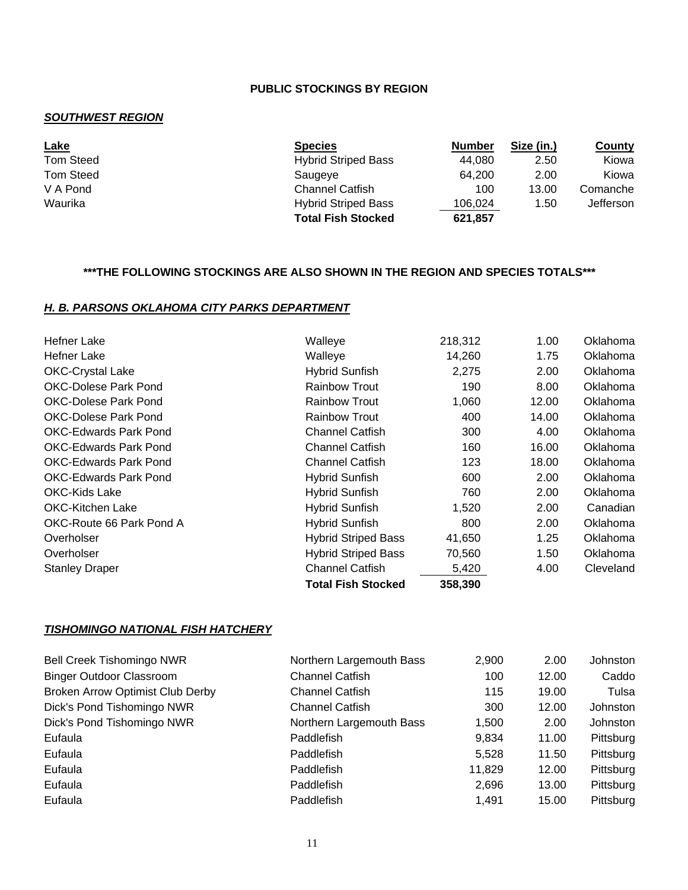**PUBLIC STOCKINGS BY REGION**

***SOUTHWEST REGION***

| Lake | Species | Number | Size (in.) | County |
|---|---|---|---|---|
| Tom Steed | Hybrid Striped Bass | 44,080 | 2.50 | Kiowa |
| Tom Steed | Saugeye | 64,200 | 2.00 | Kiowa |
| V A Pond | Channel Catfish | 100 | 13.00 | Comanche |
| Waurika | Hybrid Striped Bass | 106,024 | 1.50 | Jefferson |
| | **Total Fish Stocked** | **621,857** | | |

**\*\*\*THE FOLLOWING STOCKINGS ARE ALSO SHOWN IN THE REGION AND SPECIES TOTALS\*\*\***

***H. B. PARSONS OKLAHOMA CITY PARKS DEPARTMENT***

| Lake | Species | Number | Size (in.) | County |
|---|---|---|---|---|
| Hefner Lake | Walleye | 218,312 | 1.00 | Oklahoma |
| Hefner Lake | Walleye | 14,260 | 1.75 | Oklahoma |
| OKC-Crystal Lake | Hybrid Sunfish | 2,275 | 2.00 | Oklahoma |
| OKC-Dolese Park Pond | Rainbow Trout | 190 | 8.00 | Oklahoma |
| OKC-Dolese Park Pond | Rainbow Trout | 1,060 | 12.00 | Oklahoma |
| OKC-Dolese Park Pond | Rainbow Trout | 400 | 14.00 | Oklahoma |
| OKC-Edwards Park Pond | Channel Catfish | 300 | 4.00 | Oklahoma |
| OKC-Edwards Park Pond | Channel Catfish | 160 | 16.00 | Oklahoma |
| OKC-Edwards Park Pond | Channel Catfish | 123 | 18.00 | Oklahoma |
| OKC-Edwards Park Pond | Hybrid Sunfish | 600 | 2.00 | Oklahoma |
| OKC-Kids Lake | Hybrid Sunfish | 760 | 2.00 | Oklahoma |
| OKC-Kitchen Lake | Hybrid Sunfish | 1,520 | 2.00 | Canadian |
| OKC-Route 66 Park Pond A | Hybrid Sunfish | 800 | 2.00 | Oklahoma |
| Overholser | Hybrid Striped Bass | 41,650 | 1.25 | Oklahoma |
| Overholser | Hybrid Striped Bass | 70,560 | 1.50 | Oklahoma |
| Stanley Draper | Channel Catfish | 5,420 | 4.00 | Cleveland |
| | **Total Fish Stocked** | **358,390** | | |

***TISHOMINGO NATIONAL FISH HATCHERY***

| Lake | Species | Number | Size (in.) | County |
|---|---|---|---|---|
| Bell Creek Tishomingo NWR | Northern Largemouth Bass | 2,900 | 2.00 | Johnston |
| Binger Outdoor Classroom | Channel Catfish | 100 | 12.00 | Caddo |
| Broken Arrow Optimist Club Derby | Channel Catfish | 115 | 19.00 | Tulsa |
| Dick's Pond Tishomingo NWR | Channel Catfish | 300 | 12.00 | Johnston |
| Dick's Pond Tishomingo NWR | Northern Largemouth Bass | 1,500 | 2.00 | Johnston |
| Eufaula | Paddlefish | 9,834 | 11.00 | Pittsburg |
| Eufaula | Paddlefish | 5,528 | 11.50 | Pittsburg |
| Eufaula | Paddlefish | 11,829 | 12.00 | Pittsburg |
| Eufaula | Paddlefish | 2,696 | 13.00 | Pittsburg |
| Eufaula | Paddlefish | 1,491 | 15.00 | Pittsburg |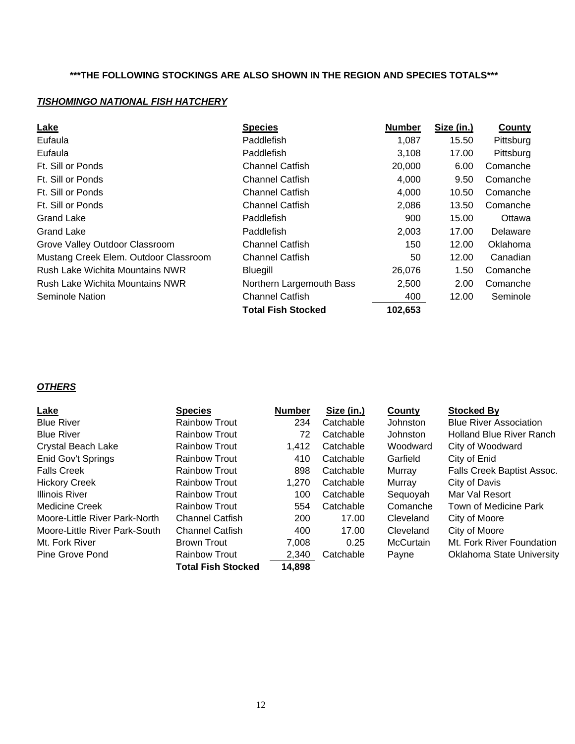**\*\*\*THE FOLLOWING STOCKINGS ARE ALSO SHOWN IN THE REGION AND SPECIES TOTALS\*\*\***

***TISHOMINGO NATIONAL FISH HATCHERY***

| Lake | Species | Number | Size (in.) | County |
|---|---|---|---|---|
| Eufaula | Paddlefish | 1,087 | 15.50 | Pittsburg |
| Eufaula | Paddlefish | 3,108 | 17.00 | Pittsburg |
| Ft. Sill or Ponds | Channel Catfish | 20,000 | 6.00 | Comanche |
| Ft. Sill or Ponds | Channel Catfish | 4,000 | 9.50 | Comanche |
| Ft. Sill or Ponds | Channel Catfish | 4,000 | 10.50 | Comanche |
| Ft. Sill or Ponds | Channel Catfish | 2,086 | 13.50 | Comanche |
| Grand Lake | Paddlefish | 900 | 15.00 | Ottawa |
| Grand Lake | Paddlefish | 2,003 | 17.00 | Delaware |
| Grove Valley Outdoor Classroom | Channel Catfish | 150 | 12.00 | Oklahoma |
| Mustang Creek Elem. Outdoor Classroom | Channel Catfish | 50 | 12.00 | Canadian |
| Rush Lake Wichita Mountains NWR | Bluegill | 26,076 | 1.50 | Comanche |
| Rush Lake Wichita Mountains NWR | Northern Largemouth Bass | 2,500 | 2.00 | Comanche |
| Seminole Nation | Channel Catfish | 400 | 12.00 | Seminole |
| | **Total Fish Stocked** | **102,653** | | |

***OTHERS***

| Lake | Species | Number | Size (in.) | County | Stocked By |
|---|---|---|---|---|---|
| Blue River | Rainbow Trout | 234 | Catchable | Johnston | Blue River Association |
| Blue River | Rainbow Trout | 72 | Catchable | Johnston | Holland Blue River Ranch |
| Crystal Beach Lake | Rainbow Trout | 1,412 | Catchable | Woodward | City of Woodward |
| Enid Gov't Springs | Rainbow Trout | 410 | Catchable | Garfield | City of Enid |
| Falls Creek | Rainbow Trout | 898 | Catchable | Murray | Falls Creek Baptist Assoc. |
| Hickory Creek | Rainbow Trout | 1,270 | Catchable | Murray | City of Davis |
| Illinois River | Rainbow Trout | 100 | Catchable | Sequoyah | Mar Val Resort |
| Medicine Creek | Rainbow Trout | 554 | Catchable | Comanche | Town of Medicine Park |
| Moore-Little River Park-North | Channel Catfish | 200 | 17.00 | Cleveland | City of Moore |
| Moore-Little River Park-South | Channel Catfish | 400 | 17.00 | Cleveland | City of Moore |
| Mt. Fork River | Brown Trout | 7,008 | 0.25 | McCurtain | Mt. Fork River Foundation |
| Pine Grove Pond | Rainbow Trout | 2,340 | Catchable | Payne | Oklahoma State University |
| | **Total Fish Stocked** | **14,898** | | | |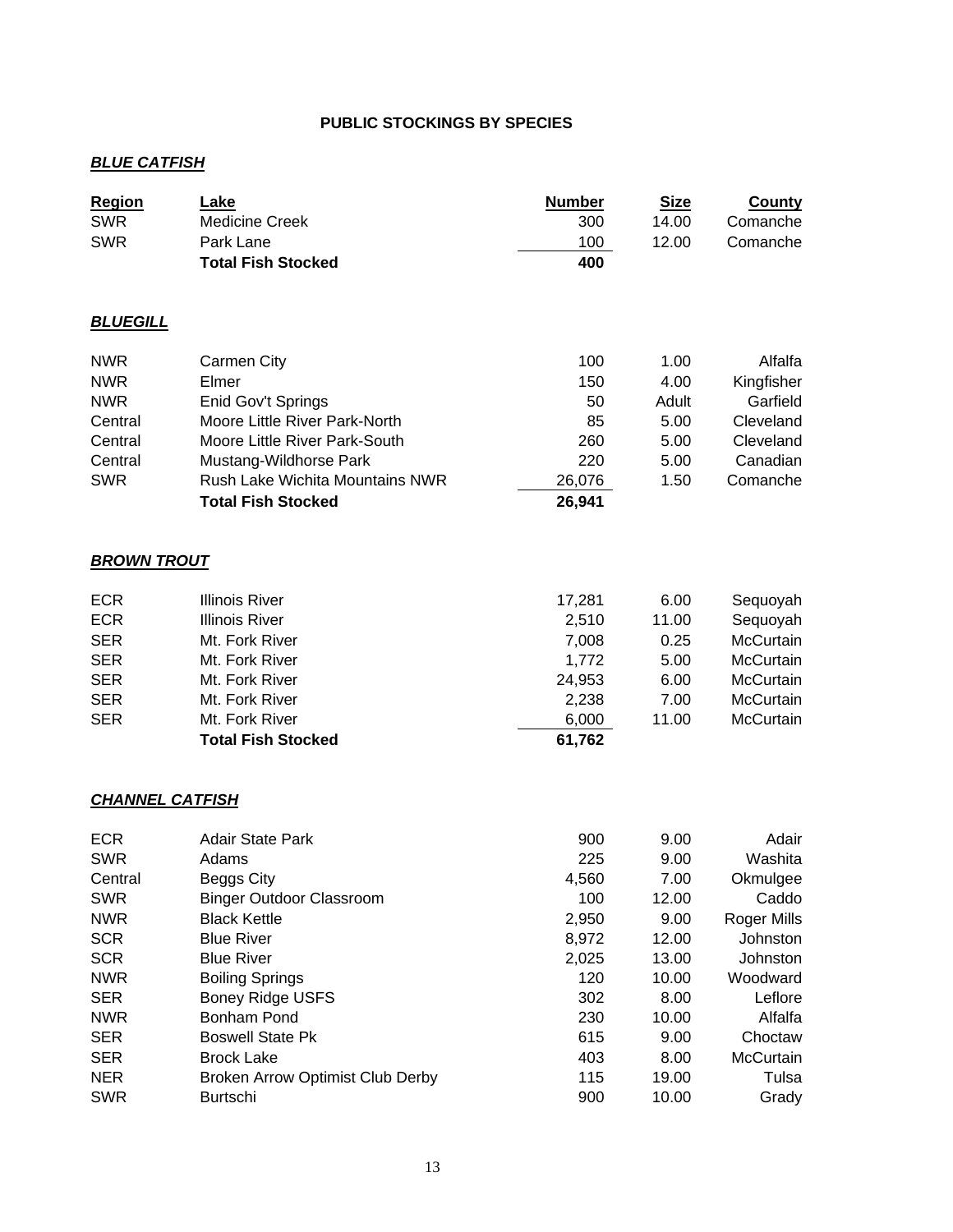# PUBLIC STOCKINGS BY SPECIES

## *BLUE CATFISH*

| Region | Lake | Number | Size | County |
|---|---|---|---|---|
| SWR | Medicine Creek | 300 | 14.00 | Comanche |
| SWR | Park Lane | 100 | 12.00 | Comanche |
| | **Total Fish Stocked** | **400** | | |

## *BLUEGILL*

| Region | Lake | Number | Size | County |
|---|---|---|---|---|
| NWR | Carmen City | 100 | 1.00 | Alfalfa |
| NWR | Elmer | 150 | 4.00 | Kingfisher |
| NWR | Enid Gov't Springs | 50 | Adult | Garfield |
| Central | Moore Little River Park-North | 85 | 5.00 | Cleveland |
| Central | Moore Little River Park-South | 260 | 5.00 | Cleveland |
| Central | Mustang-Wildhorse Park | 220 | 5.00 | Canadian |
| SWR | Rush Lake Wichita Mountains NWR | 26,076 | 1.50 | Comanche |
| | **Total Fish Stocked** | **26,941** | | |

## *BROWN TROUT*

| Region | Lake | Number | Size | County |
|---|---|---|---|---|
| ECR | Illinois River | 17,281 | 6.00 | Sequoyah |
| ECR | Illinois River | 2,510 | 11.00 | Sequoyah |
| SER | Mt. Fork River | 7,008 | 0.25 | McCurtain |
| SER | Mt. Fork River | 1,772 | 5.00 | McCurtain |
| SER | Mt. Fork River | 24,953 | 6.00 | McCurtain |
| SER | Mt. Fork River | 2,238 | 7.00 | McCurtain |
| SER | Mt. Fork River | 6,000 | 11.00 | McCurtain |
| | **Total Fish Stocked** | **61,762** | | |

## *CHANNEL CATFISH*

| Region | Lake | Number | Size | County |
|---|---|---|---|---|
| ECR | Adair State Park | 900 | 9.00 | Adair |
| SWR | Adams | 225 | 9.00 | Washita |
| Central | Beggs City | 4,560 | 7.00 | Okmulgee |
| SWR | Binger Outdoor Classroom | 100 | 12.00 | Caddo |
| NWR | Black Kettle | 2,950 | 9.00 | Roger Mills |
| SCR | Blue River | 8,972 | 12.00 | Johnston |
| SCR | Blue River | 2,025 | 13.00 | Johnston |
| NWR | Boiling Springs | 120 | 10.00 | Woodward |
| SER | Boney Ridge USFS | 302 | 8.00 | Leflore |
| NWR | Bonham Pond | 230 | 10.00 | Alfalfa |
| SER | Boswell State Pk | 615 | 9.00 | Choctaw |
| SER | Brock Lake | 403 | 8.00 | McCurtain |
| NER | Broken Arrow Optimist Club Derby | 115 | 19.00 | Tulsa |
| SWR | Burtschi | 900 | 10.00 | Grady |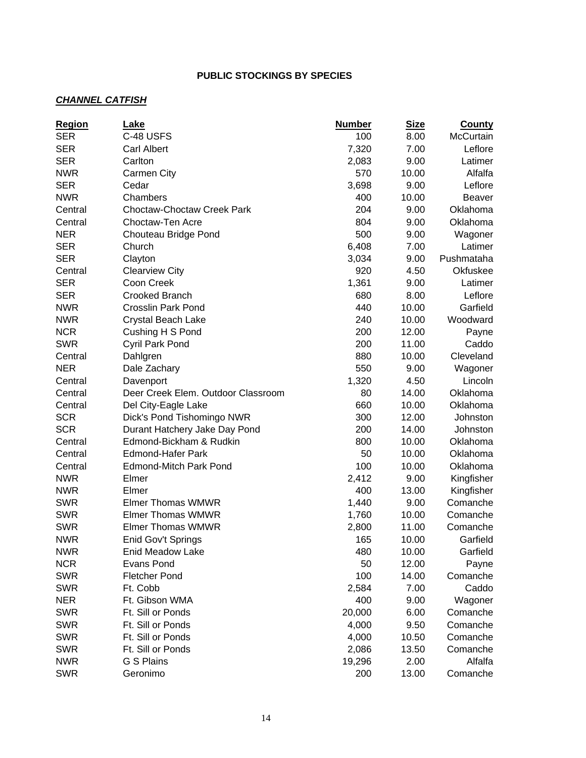**PUBLIC STOCKINGS BY SPECIES**

***CHANNEL CATFISH***

| Region | Lake | Number | Size | County |
|---|---|---|---|---|
| SER | C-48 USFS | 100 | 8.00 | McCurtain |
| SER | Carl Albert | 7,320 | 7.00 | Leflore |
| SER | Carlton | 2,083 | 9.00 | Latimer |
| NWR | Carmen City | 570 | 10.00 | Alfalfa |
| SER | Cedar | 3,698 | 9.00 | Leflore |
| NWR | Chambers | 400 | 10.00 | Beaver |
| Central | Choctaw-Choctaw Creek Park | 204 | 9.00 | Oklahoma |
| Central | Choctaw-Ten Acre | 804 | 9.00 | Oklahoma |
| NER | Chouteau Bridge Pond | 500 | 9.00 | Wagoner |
| SER | Church | 6,408 | 7.00 | Latimer |
| SER | Clayton | 3,034 | 9.00 | Pushmataha |
| Central | Clearview City | 920 | 4.50 | Okfuskee |
| SER | Coon Creek | 1,361 | 9.00 | Latimer |
| SER | Crooked Branch | 680 | 8.00 | Leflore |
| NWR | Crosslin Park Pond | 440 | 10.00 | Garfield |
| NWR | Crystal Beach Lake | 240 | 10.00 | Woodward |
| NCR | Cushing H S Pond | 200 | 12.00 | Payne |
| SWR | Cyril Park Pond | 200 | 11.00 | Caddo |
| Central | Dahlgren | 880 | 10.00 | Cleveland |
| NER | Dale Zachary | 550 | 9.00 | Wagoner |
| Central | Davenport | 1,320 | 4.50 | Lincoln |
| Central | Deer Creek Elem. Outdoor Classroom | 80 | 14.00 | Oklahoma |
| Central | Del City-Eagle Lake | 660 | 10.00 | Oklahoma |
| SCR | Dick's Pond Tishomingo NWR | 300 | 12.00 | Johnston |
| SCR | Durant Hatchery Jake Day Pond | 200 | 14.00 | Johnston |
| Central | Edmond-Bickham & Rudkin | 800 | 10.00 | Oklahoma |
| Central | Edmond-Hafer Park | 50 | 10.00 | Oklahoma |
| Central | Edmond-Mitch Park Pond | 100 | 10.00 | Oklahoma |
| NWR | Elmer | 2,412 | 9.00 | Kingfisher |
| NWR | Elmer | 400 | 13.00 | Kingfisher |
| SWR | Elmer Thomas WMWR | 1,440 | 9.00 | Comanche |
| SWR | Elmer Thomas WMWR | 1,760 | 10.00 | Comanche |
| SWR | Elmer Thomas WMWR | 2,800 | 11.00 | Comanche |
| NWR | Enid Gov't Springs | 165 | 10.00 | Garfield |
| NWR | Enid Meadow Lake | 480 | 10.00 | Garfield |
| NCR | Evans Pond | 50 | 12.00 | Payne |
| SWR | Fletcher Pond | 100 | 14.00 | Comanche |
| SWR | Ft. Cobb | 2,584 | 7.00 | Caddo |
| NER | Ft. Gibson WMA | 400 | 9.00 | Wagoner |
| SWR | Ft. Sill or Ponds | 20,000 | 6.00 | Comanche |
| SWR | Ft. Sill or Ponds | 4,000 | 9.50 | Comanche |
| SWR | Ft. Sill or Ponds | 4,000 | 10.50 | Comanche |
| SWR | Ft. Sill or Ponds | 2,086 | 13.50 | Comanche |
| NWR | G S Plains | 19,296 | 2.00 | Alfalfa |
| SWR | Geronimo | 200 | 13.00 | Comanche |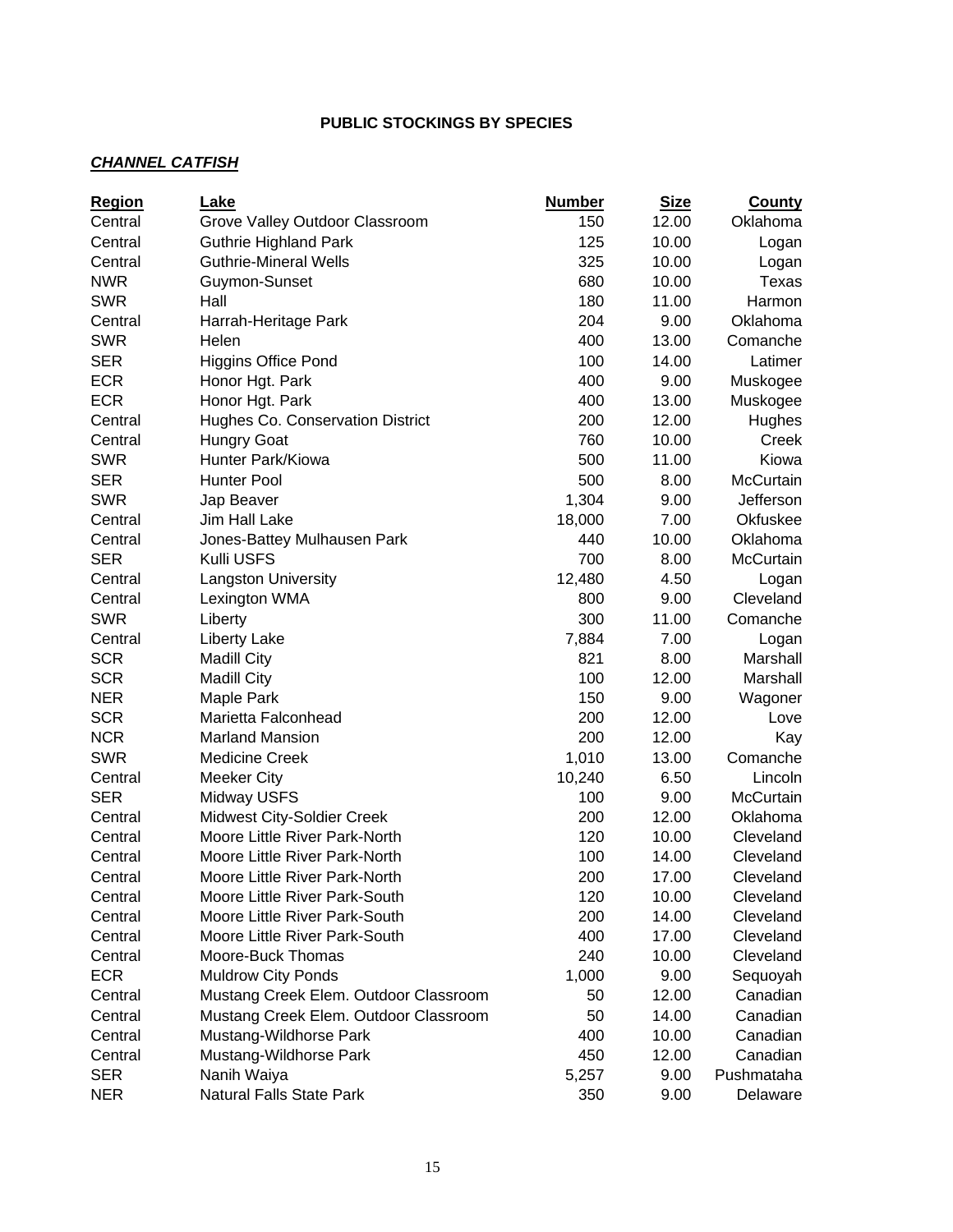## PUBLIC STOCKINGS BY SPECIES

### ***CHANNEL CATFISH***

| Region | Lake | Number | Size | County |
|---|---|---|---|---|
| Central | Grove Valley Outdoor Classroom | 150 | 12.00 | Oklahoma |
| Central | Guthrie Highland Park | 125 | 10.00 | Logan |
| Central | Guthrie-Mineral Wells | 325 | 10.00 | Logan |
| NWR | Guymon-Sunset | 680 | 10.00 | Texas |
| SWR | Hall | 180 | 11.00 | Harmon |
| Central | Harrah-Heritage Park | 204 | 9.00 | Oklahoma |
| SWR | Helen | 400 | 13.00 | Comanche |
| SER | Higgins Office Pond | 100 | 14.00 | Latimer |
| ECR | Honor Hgt. Park | 400 | 9.00 | Muskogee |
| ECR | Honor Hgt. Park | 400 | 13.00 | Muskogee |
| Central | Hughes Co. Conservation District | 200 | 12.00 | Hughes |
| Central | Hungry Goat | 760 | 10.00 | Creek |
| SWR | Hunter Park/Kiowa | 500 | 11.00 | Kiowa |
| SER | Hunter Pool | 500 | 8.00 | McCurtain |
| SWR | Jap Beaver | 1,304 | 9.00 | Jefferson |
| Central | Jim Hall Lake | 18,000 | 7.00 | Okfuskee |
| Central | Jones-Battey Mulhausen Park | 440 | 10.00 | Oklahoma |
| SER | Kulli USFS | 700 | 8.00 | McCurtain |
| Central | Langston University | 12,480 | 4.50 | Logan |
| Central | Lexington WMA | 800 | 9.00 | Cleveland |
| SWR | Liberty | 300 | 11.00 | Comanche |
| Central | Liberty Lake | 7,884 | 7.00 | Logan |
| SCR | Madill City | 821 | 8.00 | Marshall |
| SCR | Madill City | 100 | 12.00 | Marshall |
| NER | Maple Park | 150 | 9.00 | Wagoner |
| SCR | Marietta Falconhead | 200 | 12.00 | Love |
| NCR | Marland Mansion | 200 | 12.00 | Kay |
| SWR | Medicine Creek | 1,010 | 13.00 | Comanche |
| Central | Meeker City | 10,240 | 6.50 | Lincoln |
| SER | Midway USFS | 100 | 9.00 | McCurtain |
| Central | Midwest City-Soldier Creek | 200 | 12.00 | Oklahoma |
| Central | Moore Little River Park-North | 120 | 10.00 | Cleveland |
| Central | Moore Little River Park-North | 100 | 14.00 | Cleveland |
| Central | Moore Little River Park-North | 200 | 17.00 | Cleveland |
| Central | Moore Little River Park-South | 120 | 10.00 | Cleveland |
| Central | Moore Little River Park-South | 200 | 14.00 | Cleveland |
| Central | Moore Little River Park-South | 400 | 17.00 | Cleveland |
| Central | Moore-Buck Thomas | 240 | 10.00 | Cleveland |
| ECR | Muldrow City Ponds | 1,000 | 9.00 | Sequoyah |
| Central | Mustang Creek Elem. Outdoor Classroom | 50 | 12.00 | Canadian |
| Central | Mustang Creek Elem. Outdoor Classroom | 50 | 14.00 | Canadian |
| Central | Mustang-Wildhorse Park | 400 | 10.00 | Canadian |
| Central | Mustang-Wildhorse Park | 450 | 12.00 | Canadian |
| SER | Nanih Waiya | 5,257 | 9.00 | Pushmataha |
| NER | Natural Falls State Park | 350 | 9.00 | Delaware |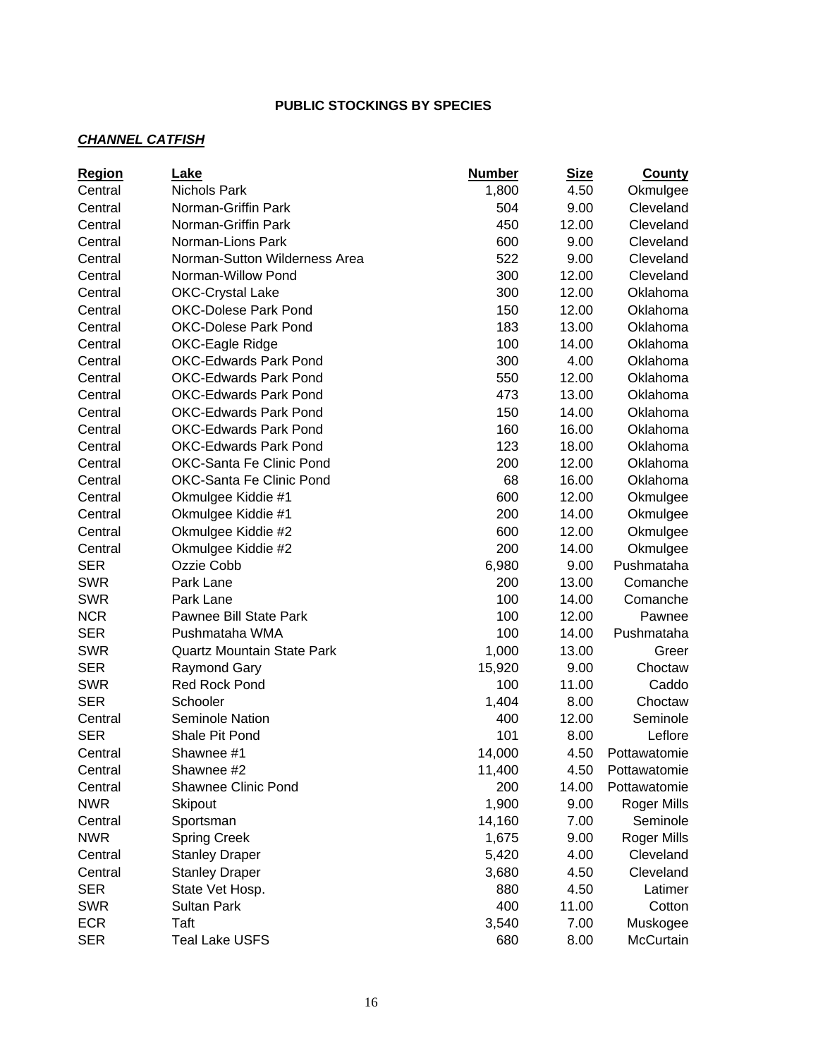## PUBLIC STOCKINGS BY SPECIES

### ***CHANNEL CATFISH***

| Region | Lake | Number | Size | County |
|---|---|---|---|---|
| Central | Nichols Park | 1,800 | 4.50 | Okmulgee |
| Central | Norman-Griffin Park | 504 | 9.00 | Cleveland |
| Central | Norman-Griffin Park | 450 | 12.00 | Cleveland |
| Central | Norman-Lions Park | 600 | 9.00 | Cleveland |
| Central | Norman-Sutton Wilderness Area | 522 | 9.00 | Cleveland |
| Central | Norman-Willow Pond | 300 | 12.00 | Cleveland |
| Central | OKC-Crystal Lake | 300 | 12.00 | Oklahoma |
| Central | OKC-Dolese Park Pond | 150 | 12.00 | Oklahoma |
| Central | OKC-Dolese Park Pond | 183 | 13.00 | Oklahoma |
| Central | OKC-Eagle Ridge | 100 | 14.00 | Oklahoma |
| Central | OKC-Edwards Park Pond | 300 | 4.00 | Oklahoma |
| Central | OKC-Edwards Park Pond | 550 | 12.00 | Oklahoma |
| Central | OKC-Edwards Park Pond | 473 | 13.00 | Oklahoma |
| Central | OKC-Edwards Park Pond | 150 | 14.00 | Oklahoma |
| Central | OKC-Edwards Park Pond | 160 | 16.00 | Oklahoma |
| Central | OKC-Edwards Park Pond | 123 | 18.00 | Oklahoma |
| Central | OKC-Santa Fe Clinic Pond | 200 | 12.00 | Oklahoma |
| Central | OKC-Santa Fe Clinic Pond | 68 | 16.00 | Oklahoma |
| Central | Okmulgee Kiddie #1 | 600 | 12.00 | Okmulgee |
| Central | Okmulgee Kiddie #1 | 200 | 14.00 | Okmulgee |
| Central | Okmulgee Kiddie #2 | 600 | 12.00 | Okmulgee |
| Central | Okmulgee Kiddie #2 | 200 | 14.00 | Okmulgee |
| SER | Ozzie Cobb | 6,980 | 9.00 | Pushmataha |
| SWR | Park Lane | 200 | 13.00 | Comanche |
| SWR | Park Lane | 100 | 14.00 | Comanche |
| NCR | Pawnee Bill State Park | 100 | 12.00 | Pawnee |
| SER | Pushmataha WMA | 100 | 14.00 | Pushmataha |
| SWR | Quartz Mountain State Park | 1,000 | 13.00 | Greer |
| SER | Raymond Gary | 15,920 | 9.00 | Choctaw |
| SWR | Red Rock Pond | 100 | 11.00 | Caddo |
| SER | Schooler | 1,404 | 8.00 | Choctaw |
| Central | Seminole Nation | 400 | 12.00 | Seminole |
| SER | Shale Pit Pond | 101 | 8.00 | Leflore |
| Central | Shawnee #1 | 14,000 | 4.50 | Pottawatomie |
| Central | Shawnee #2 | 11,400 | 4.50 | Pottawatomie |
| Central | Shawnee Clinic Pond | 200 | 14.00 | Pottawatomie |
| NWR | Skipout | 1,900 | 9.00 | Roger Mills |
| Central | Sportsman | 14,160 | 7.00 | Seminole |
| NWR | Spring Creek | 1,675 | 9.00 | Roger Mills |
| Central | Stanley Draper | 5,420 | 4.00 | Cleveland |
| Central | Stanley Draper | 3,680 | 4.50 | Cleveland |
| SER | State Vet Hosp. | 880 | 4.50 | Latimer |
| SWR | Sultan Park | 400 | 11.00 | Cotton |
| ECR | Taft | 3,540 | 7.00 | Muskogee |
| SER | Teal Lake USFS | 680 | 8.00 | McCurtain |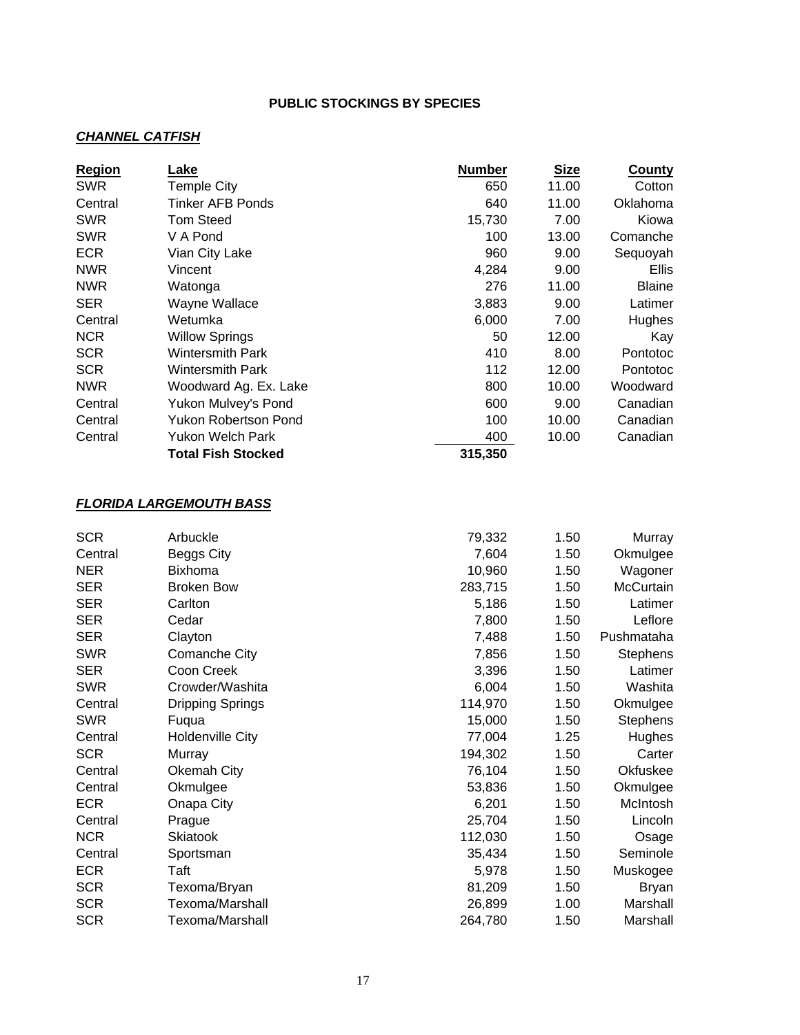**PUBLIC STOCKINGS BY SPECIES**

***CHANNEL CATFISH***

| Region | Lake | Number | Size | County |
|---|---|---|---|---|
| SWR | Temple City | 650 | 11.00 | Cotton |
| Central | Tinker AFB Ponds | 640 | 11.00 | Oklahoma |
| SWR | Tom Steed | 15,730 | 7.00 | Kiowa |
| SWR | V A Pond | 100 | 13.00 | Comanche |
| ECR | Vian City Lake | 960 | 9.00 | Sequoyah |
| NWR | Vincent | 4,284 | 9.00 | Ellis |
| NWR | Watonga | 276 | 11.00 | Blaine |
| SER | Wayne Wallace | 3,883 | 9.00 | Latimer |
| Central | Wetumka | 6,000 | 7.00 | Hughes |
| NCR | Willow Springs | 50 | 12.00 | Kay |
| SCR | Wintersmith Park | 410 | 8.00 | Pontotoc |
| SCR | Wintersmith Park | 112 | 12.00 | Pontotoc |
| NWR | Woodward Ag. Ex. Lake | 800 | 10.00 | Woodward |
| Central | Yukon Mulvey's Pond | 600 | 9.00 | Canadian |
| Central | Yukon Robertson Pond | 100 | 10.00 | Canadian |
| Central | Yukon Welch Park | 400 | 10.00 | Canadian |
| | **Total Fish Stocked** | **315,350** | | |

***FLORIDA LARGEMOUTH BASS***

| Region | Lake | Number | Size | County |
|---|---|---|---|---|
| SCR | Arbuckle | 79,332 | 1.50 | Murray |
| Central | Beggs City | 7,604 | 1.50 | Okmulgee |
| NER | Bixhoma | 10,960 | 1.50 | Wagoner |
| SER | Broken Bow | 283,715 | 1.50 | McCurtain |
| SER | Carlton | 5,186 | 1.50 | Latimer |
| SER | Cedar | 7,800 | 1.50 | Leflore |
| SER | Clayton | 7,488 | 1.50 | Pushmataha |
| SWR | Comanche City | 7,856 | 1.50 | Stephens |
| SER | Coon Creek | 3,396 | 1.50 | Latimer |
| SWR | Crowder/Washita | 6,004 | 1.50 | Washita |
| Central | Dripping Springs | 114,970 | 1.50 | Okmulgee |
| SWR | Fuqua | 15,000 | 1.50 | Stephens |
| Central | Holdenville City | 77,004 | 1.25 | Hughes |
| SCR | Murray | 194,302 | 1.50 | Carter |
| Central | Okemah City | 76,104 | 1.50 | Okfuskee |
| Central | Okmulgee | 53,836 | 1.50 | Okmulgee |
| ECR | Onapa City | 6,201 | 1.50 | McIntosh |
| Central | Prague | 25,704 | 1.50 | Lincoln |
| NCR | Skiatook | 112,030 | 1.50 | Osage |
| Central | Sportsman | 35,434 | 1.50 | Seminole |
| ECR | Taft | 5,978 | 1.50 | Muskogee |
| SCR | Texoma/Bryan | 81,209 | 1.50 | Bryan |
| SCR | Texoma/Marshall | 26,899 | 1.00 | Marshall |
| SCR | Texoma/Marshall | 264,780 | 1.50 | Marshall |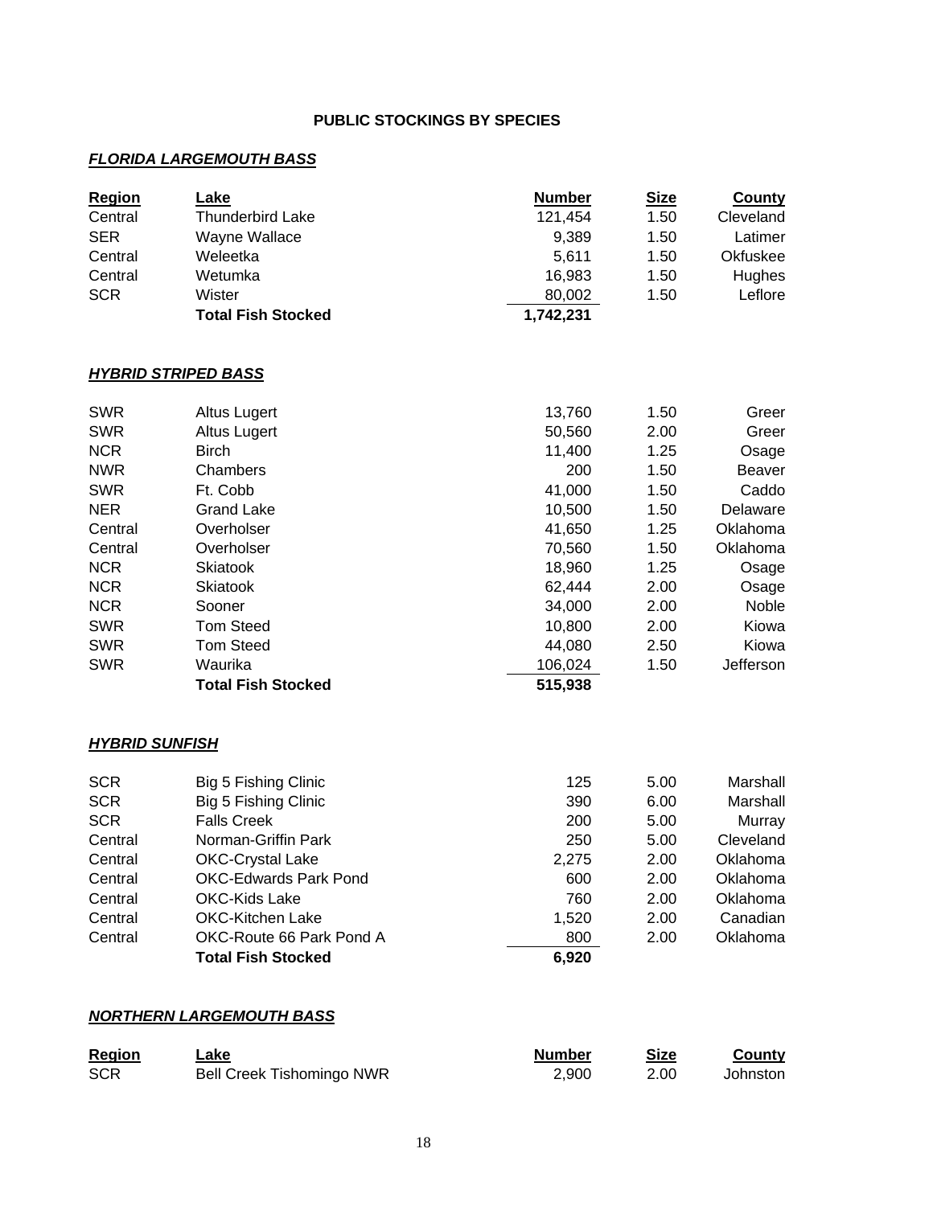# PUBLIC STOCKINGS BY SPECIES

## *FLORIDA LARGEMOUTH BASS*

| Region | Lake | Number | Size | County |
|---|---|---|---|---|
| Central | Thunderbird Lake | 121,454 | 1.50 | Cleveland |
| SER | Wayne Wallace | 9,389 | 1.50 | Latimer |
| Central | Weleetka | 5,611 | 1.50 | Okfuskee |
| Central | Wetumka | 16,983 | 1.50 | Hughes |
| SCR | Wister | 80,002 | 1.50 | Leflore |
| | **Total Fish Stocked** | **1,742,231** | | |

## *HYBRID STRIPED BASS*

| Region | Lake | Number | Size | County |
|---|---|---|---|---|
| SWR | Altus Lugert | 13,760 | 1.50 | Greer |
| SWR | Altus Lugert | 50,560 | 2.00 | Greer |
| NCR | Birch | 11,400 | 1.25 | Osage |
| NWR | Chambers | 200 | 1.50 | Beaver |
| SWR | Ft. Cobb | 41,000 | 1.50 | Caddo |
| NER | Grand Lake | 10,500 | 1.50 | Delaware |
| Central | Overholser | 41,650 | 1.25 | Oklahoma |
| Central | Overholser | 70,560 | 1.50 | Oklahoma |
| NCR | Skiatook | 18,960 | 1.25 | Osage |
| NCR | Skiatook | 62,444 | 2.00 | Osage |
| NCR | Sooner | 34,000 | 2.00 | Noble |
| SWR | Tom Steed | 10,800 | 2.00 | Kiowa |
| SWR | Tom Steed | 44,080 | 2.50 | Kiowa |
| SWR | Waurika | 106,024 | 1.50 | Jefferson |
| | **Total Fish Stocked** | **515,938** | | |

## *HYBRID SUNFISH*

| Region | Lake | Number | Size | County |
|---|---|---|---|---|
| SCR | Big 5 Fishing Clinic | 125 | 5.00 | Marshall |
| SCR | Big 5 Fishing Clinic | 390 | 6.00 | Marshall |
| SCR | Falls Creek | 200 | 5.00 | Murray |
| Central | Norman-Griffin Park | 250 | 5.00 | Cleveland |
| Central | OKC-Crystal Lake | 2,275 | 2.00 | Oklahoma |
| Central | OKC-Edwards Park Pond | 600 | 2.00 | Oklahoma |
| Central | OKC-Kids Lake | 760 | 2.00 | Oklahoma |
| Central | OKC-Kitchen Lake | 1,520 | 2.00 | Canadian |
| Central | OKC-Route 66 Park Pond A | 800 | 2.00 | Oklahoma |
| | **Total Fish Stocked** | **6,920** | | |

## *NORTHERN LARGEMOUTH BASS*

| Region | Lake | Number | Size | County |
|---|---|---|---|---|
| SCR | Bell Creek Tishomingo NWR | 2,900 | 2.00 | Johnston |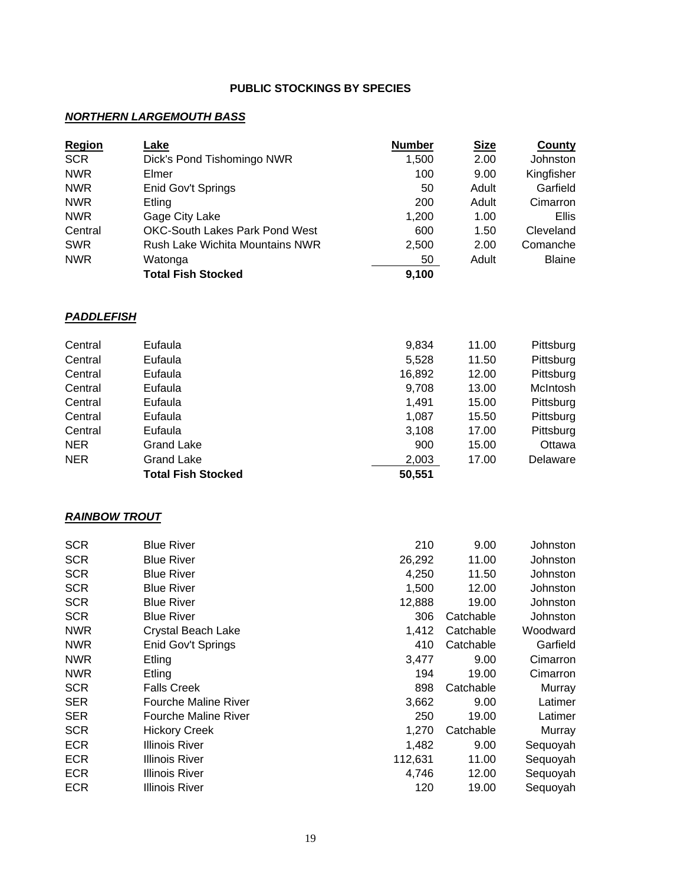**PUBLIC STOCKINGS BY SPECIES**

***NORTHERN LARGEMOUTH BASS***

| Region | Lake | Number | Size | County |
|---|---|---|---|---|
| SCR | Dick's Pond Tishomingo NWR | 1,500 | 2.00 | Johnston |
| NWR | Elmer | 100 | 9.00 | Kingfisher |
| NWR | Enid Gov't Springs | 50 | Adult | Garfield |
| NWR | Etling | 200 | Adult | Cimarron |
| NWR | Gage City Lake | 1,200 | 1.00 | Ellis |
| Central | OKC-South Lakes Park Pond West | 600 | 1.50 | Cleveland |
| SWR | Rush Lake Wichita Mountains NWR | 2,500 | 2.00 | Comanche |
| NWR | Watonga | 50 | Adult | Blaine |
| | **Total Fish Stocked** | **9,100** | | |

***PADDLEFISH***

| Region | Lake | Number | Size | County |
|---|---|---|---|---|
| Central | Eufaula | 9,834 | 11.00 | Pittsburg |
| Central | Eufaula | 5,528 | 11.50 | Pittsburg |
| Central | Eufaula | 16,892 | 12.00 | Pittsburg |
| Central | Eufaula | 9,708 | 13.00 | McIntosh |
| Central | Eufaula | 1,491 | 15.00 | Pittsburg |
| Central | Eufaula | 1,087 | 15.50 | Pittsburg |
| Central | Eufaula | 3,108 | 17.00 | Pittsburg |
| NER | Grand Lake | 900 | 15.00 | Ottawa |
| NER | Grand Lake | 2,003 | 17.00 | Delaware |
| | **Total Fish Stocked** | **50,551** | | |

***RAINBOW TROUT***

| Region | Lake | Number | Size | County |
|---|---|---|---|---|
| SCR | Blue River | 210 | 9.00 | Johnston |
| SCR | Blue River | 26,292 | 11.00 | Johnston |
| SCR | Blue River | 4,250 | 11.50 | Johnston |
| SCR | Blue River | 1,500 | 12.00 | Johnston |
| SCR | Blue River | 12,888 | 19.00 | Johnston |
| SCR | Blue River | 306 | Catchable | Johnston |
| NWR | Crystal Beach Lake | 1,412 | Catchable | Woodward |
| NWR | Enid Gov't Springs | 410 | Catchable | Garfield |
| NWR | Etling | 3,477 | 9.00 | Cimarron |
| NWR | Etling | 194 | 19.00 | Cimarron |
| SCR | Falls Creek | 898 | Catchable | Murray |
| SER | Fourche Maline River | 3,662 | 9.00 | Latimer |
| SER | Fourche Maline River | 250 | 19.00 | Latimer |
| SCR | Hickory Creek | 1,270 | Catchable | Murray |
| ECR | Illinois River | 1,482 | 9.00 | Sequoyah |
| ECR | Illinois River | 112,631 | 11.00 | Sequoyah |
| ECR | Illinois River | 4,746 | 12.00 | Sequoyah |
| ECR | Illinois River | 120 | 19.00 | Sequoyah |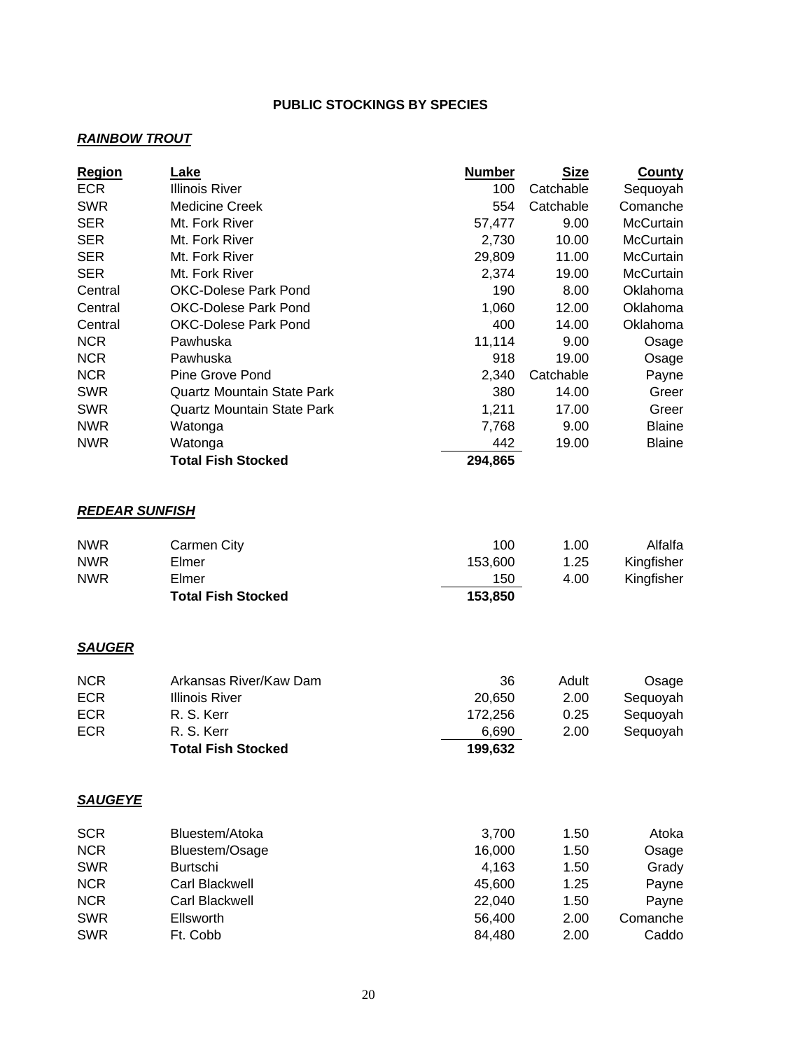## PUBLIC STOCKINGS BY SPECIES

### ***RAINBOW TROUT***

| Region | Lake | Number | Size | County |
|---|---|---|---|---|
| ECR | Illinois River | 100 | Catchable | Sequoyah |
| SWR | Medicine Creek | 554 | Catchable | Comanche |
| SER | Mt. Fork River | 57,477 | 9.00 | McCurtain |
| SER | Mt. Fork River | 2,730 | 10.00 | McCurtain |
| SER | Mt. Fork River | 29,809 | 11.00 | McCurtain |
| SER | Mt. Fork River | 2,374 | 19.00 | McCurtain |
| Central | OKC-Dolese Park Pond | 190 | 8.00 | Oklahoma |
| Central | OKC-Dolese Park Pond | 1,060 | 12.00 | Oklahoma |
| Central | OKC-Dolese Park Pond | 400 | 14.00 | Oklahoma |
| NCR | Pawhuska | 11,114 | 9.00 | Osage |
| NCR | Pawhuska | 918 | 19.00 | Osage |
| NCR | Pine Grove Pond | 2,340 | Catchable | Payne |
| SWR | Quartz Mountain State Park | 380 | 14.00 | Greer |
| SWR | Quartz Mountain State Park | 1,211 | 17.00 | Greer |
| NWR | Watonga | 7,768 | 9.00 | Blaine |
| NWR | Watonga | 442 | 19.00 | Blaine |
| | **Total Fish Stocked** | **294,865** | | |

### ***REDEAR SUNFISH***

| Region | Lake | Number | Size | County |
|---|---|---|---|---|
| NWR | Carmen City | 100 | 1.00 | Alfalfa |
| NWR | Elmer | 153,600 | 1.25 | Kingfisher |
| NWR | Elmer | 150 | 4.00 | Kingfisher |
| | **Total Fish Stocked** | **153,850** | | |

### ***SAUGER***

| Region | Lake | Number | Size | County |
|---|---|---|---|---|
| NCR | Arkansas River/Kaw Dam | 36 | Adult | Osage |
| ECR | Illinois River | 20,650 | 2.00 | Sequoyah |
| ECR | R. S. Kerr | 172,256 | 0.25 | Sequoyah |
| ECR | R. S. Kerr | 6,690 | 2.00 | Sequoyah |
| | **Total Fish Stocked** | **199,632** | | |

### ***SAUGEYE***

| Region | Lake | Number | Size | County |
|---|---|---|---|---|
| SCR | Bluestem/Atoka | 3,700 | 1.50 | Atoka |
| NCR | Bluestem/Osage | 16,000 | 1.50 | Osage |
| SWR | Burtschi | 4,163 | 1.50 | Grady |
| NCR | Carl Blackwell | 45,600 | 1.25 | Payne |
| NCR | Carl Blackwell | 22,040 | 1.50 | Payne |
| SWR | Ellsworth | 56,400 | 2.00 | Comanche |
| SWR | Ft. Cobb | 84,480 | 2.00 | Caddo |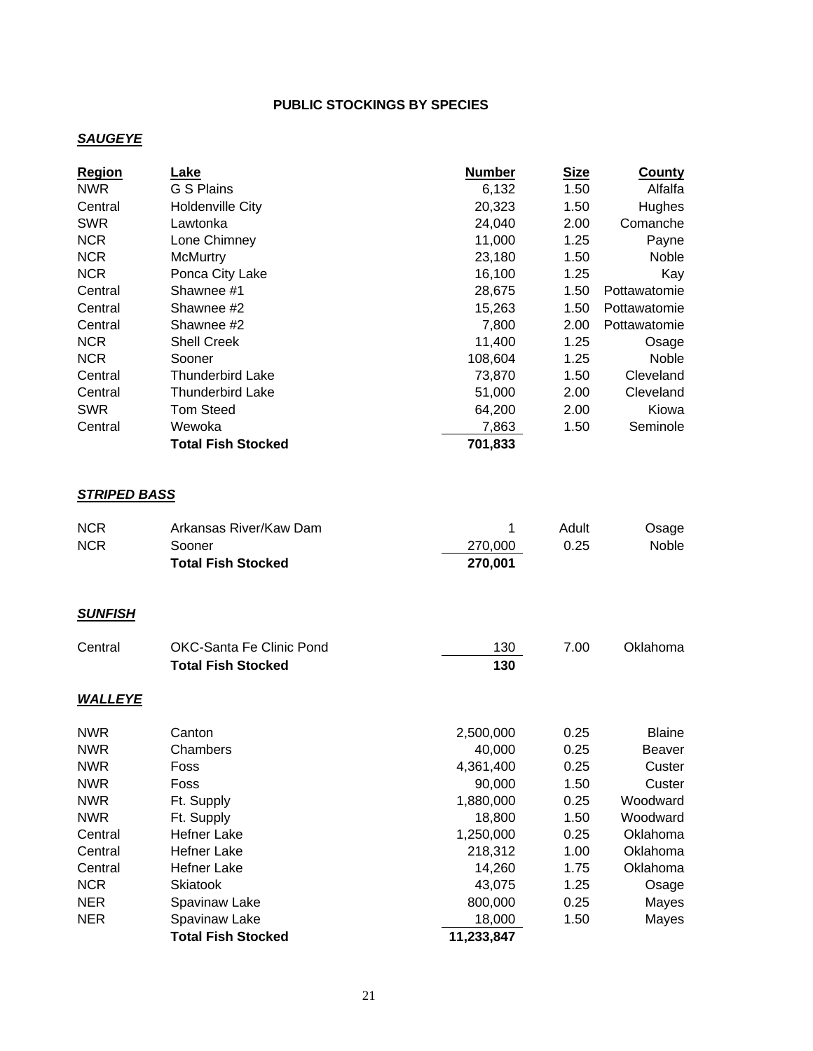## PUBLIC STOCKINGS BY SPECIES

### ***SAUGEYE***

| Region | Lake | Number | Size | County |
|---|---|---|---|---|
| NWR | G S Plains | 6,132 | 1.50 | Alfalfa |
| Central | Holdenville City | 20,323 | 1.50 | Hughes |
| SWR | Lawtonka | 24,040 | 2.00 | Comanche |
| NCR | Lone Chimney | 11,000 | 1.25 | Payne |
| NCR | McMurtry | 23,180 | 1.50 | Noble |
| NCR | Ponca City Lake | 16,100 | 1.25 | Kay |
| Central | Shawnee #1 | 28,675 | 1.50 | Pottawatomie |
| Central | Shawnee #2 | 15,263 | 1.50 | Pottawatomie |
| Central | Shawnee #2 | 7,800 | 2.00 | Pottawatomie |
| NCR | Shell Creek | 11,400 | 1.25 | Osage |
| NCR | Sooner | 108,604 | 1.25 | Noble |
| Central | Thunderbird Lake | 73,870 | 1.50 | Cleveland |
| Central | Thunderbird Lake | 51,000 | 2.00 | Cleveland |
| SWR | Tom Steed | 64,200 | 2.00 | Kiowa |
| Central | Wewoka | 7,863 | 1.50 | Seminole |
| | **Total Fish Stocked** | **701,833** | | |

### ***STRIPED BASS***

| Region | Lake | Number | Size | County |
|---|---|---|---|---|
| NCR | Arkansas River/Kaw Dam | 1 | Adult | Osage |
| NCR | Sooner | 270,000 | 0.25 | Noble |
| | **Total Fish Stocked** | **270,001** | | |

### ***SUNFISH***

| Region | Lake | Number | Size | County |
|---|---|---|---|---|
| Central | OKC-Santa Fe Clinic Pond | 130 | 7.00 | Oklahoma |
| | **Total Fish Stocked** | **130** | | |

### ***WALLEYE***

| Region | Lake | Number | Size | County |
|---|---|---|---|---|
| NWR | Canton | 2,500,000 | 0.25 | Blaine |
| NWR | Chambers | 40,000 | 0.25 | Beaver |
| NWR | Foss | 4,361,400 | 0.25 | Custer |
| NWR | Foss | 90,000 | 1.50 | Custer |
| NWR | Ft. Supply | 1,880,000 | 0.25 | Woodward |
| NWR | Ft. Supply | 18,800 | 1.50 | Woodward |
| Central | Hefner Lake | 1,250,000 | 0.25 | Oklahoma |
| Central | Hefner Lake | 218,312 | 1.00 | Oklahoma |
| Central | Hefner Lake | 14,260 | 1.75 | Oklahoma |
| NCR | Skiatook | 43,075 | 1.25 | Osage |
| NER | Spavinaw Lake | 800,000 | 0.25 | Mayes |
| NER | Spavinaw Lake | 18,000 | 1.50 | Mayes |
| | **Total Fish Stocked** | **11,233,847** | | |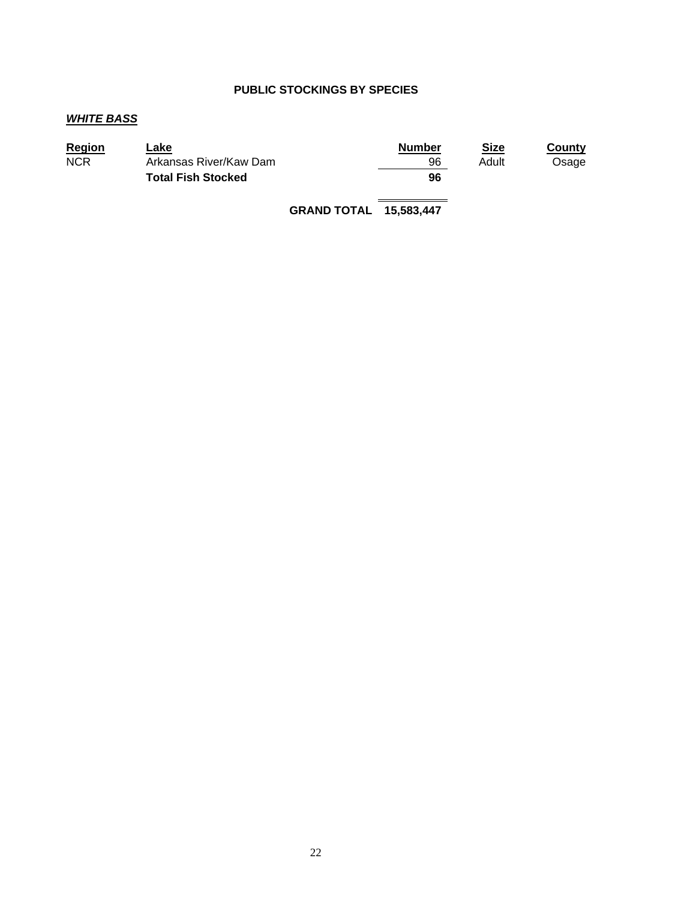**PUBLIC STOCKINGS BY SPECIES**

***WHITE BASS***

| Region | Lake | Number | Size | County |
|---|---|---|---|---|
| NCR | Arkansas River/Kaw Dam | 96 | Adult | Osage |
| | **Total Fish Stocked** | **96** | | |
| | **GRAND TOTAL** | **15,583,447** | | |